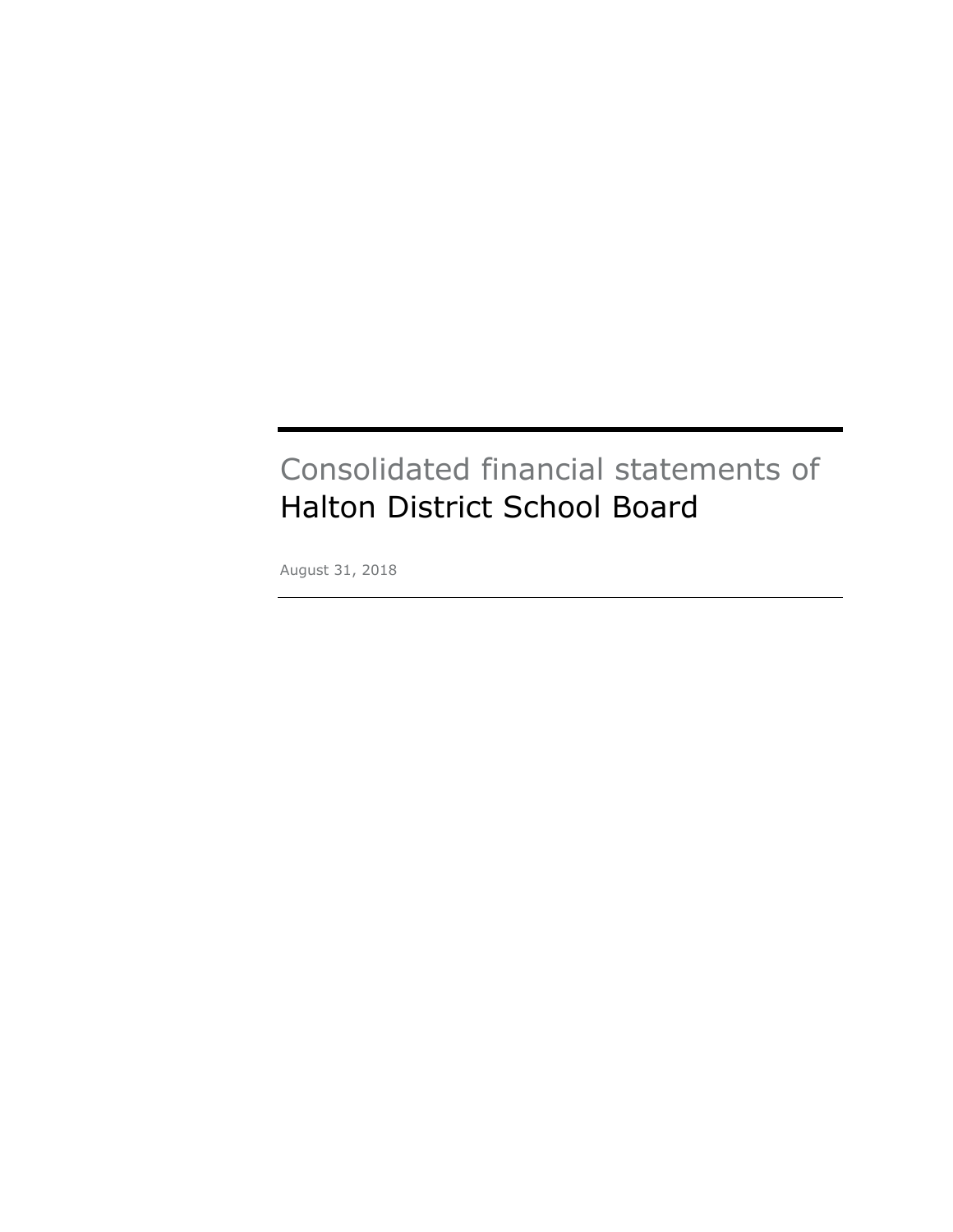# Consolidated financial statements of
# Halton District School Board

August 31, 2018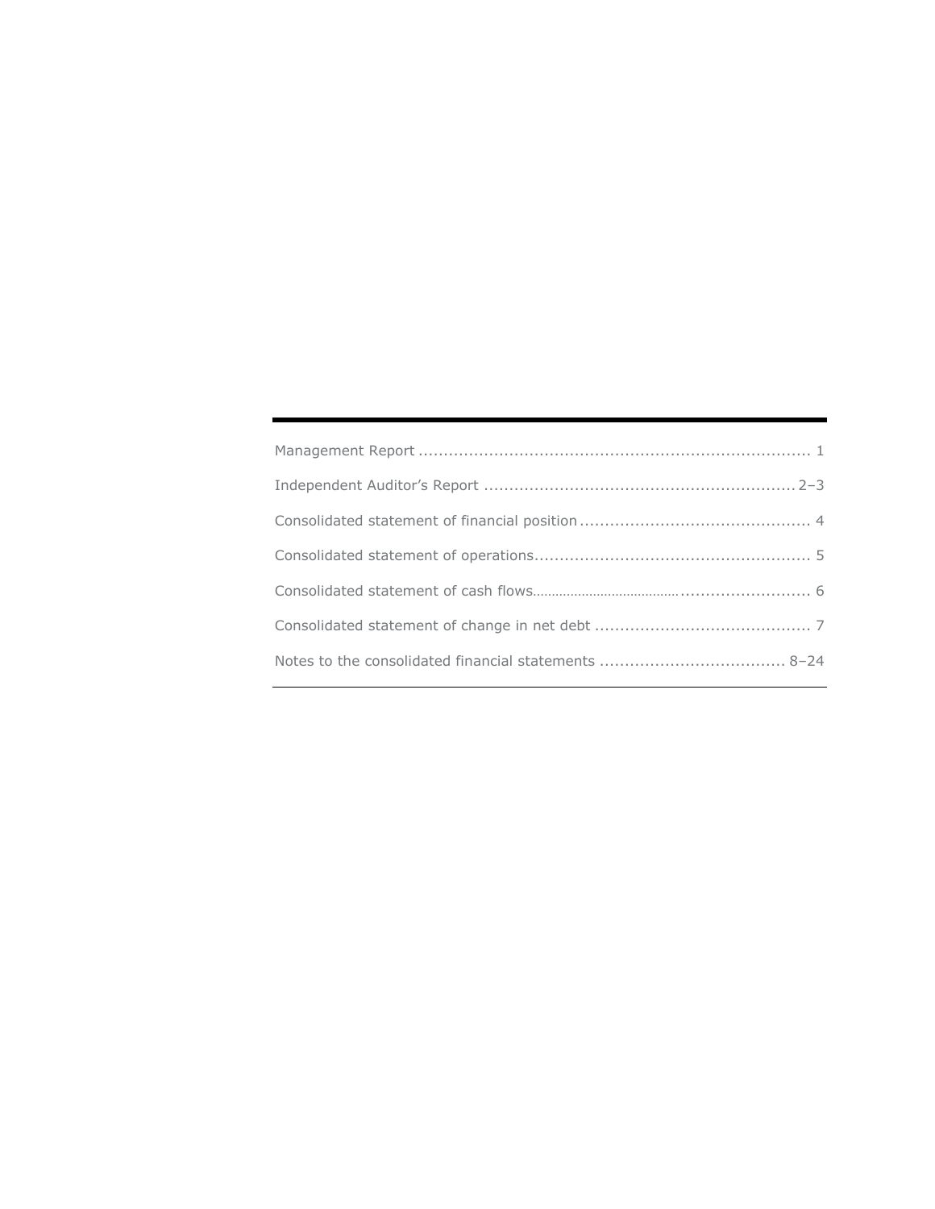| | |
|---|---|
| Management Report | 1 |
| Independent Auditor's Report | 2–3 |
| Consolidated statement of financial position | 4 |
| Consolidated statement of operations | 5 |
| Consolidated statement of cash flows | 6 |
| Consolidated statement of change in net debt | 7 |
| Notes to the consolidated financial statements | 8–24 |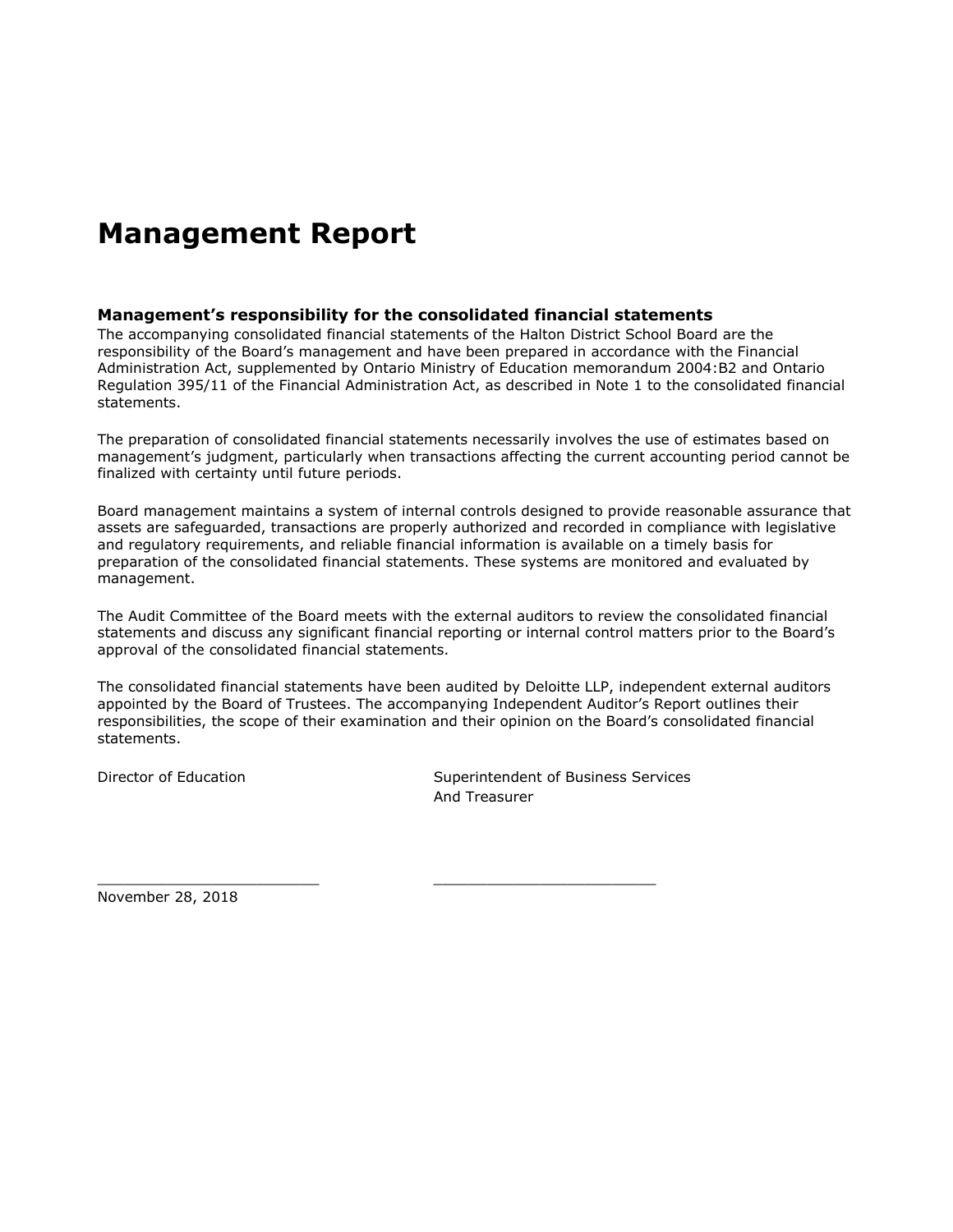# Management Report

### Management's responsibility for the consolidated financial statements

The accompanying consolidated financial statements of the Halton District School Board are the responsibility of the Board's management and have been prepared in accordance with the Financial Administration Act, supplemented by Ontario Ministry of Education memorandum 2004:B2 and Ontario Regulation 395/11 of the Financial Administration Act, as described in Note 1 to the consolidated financial statements.

The preparation of consolidated financial statements necessarily involves the use of estimates based on management's judgment, particularly when transactions affecting the current accounting period cannot be finalized with certainty until future periods.

Board management maintains a system of internal controls designed to provide reasonable assurance that assets are safeguarded, transactions are properly authorized and recorded in compliance with legislative and regulatory requirements, and reliable financial information is available on a timely basis for preparation of the consolidated financial statements. These systems are monitored and evaluated by management.

The Audit Committee of the Board meets with the external auditors to review the consolidated financial statements and discuss any significant financial reporting or internal control matters prior to the Board's approval of the consolidated financial statements.

The consolidated financial statements have been audited by Deloitte LLP, independent external auditors appointed by the Board of Trustees. The accompanying Independent Auditor's Report outlines their responsibilities, the scope of their examination and their opinion on the Board's consolidated financial statements.

| Director of Education | Superintendent of Business Services<br>And Treasurer |
|---|---|
| ________________________ | ________________________ |

November 28, 2018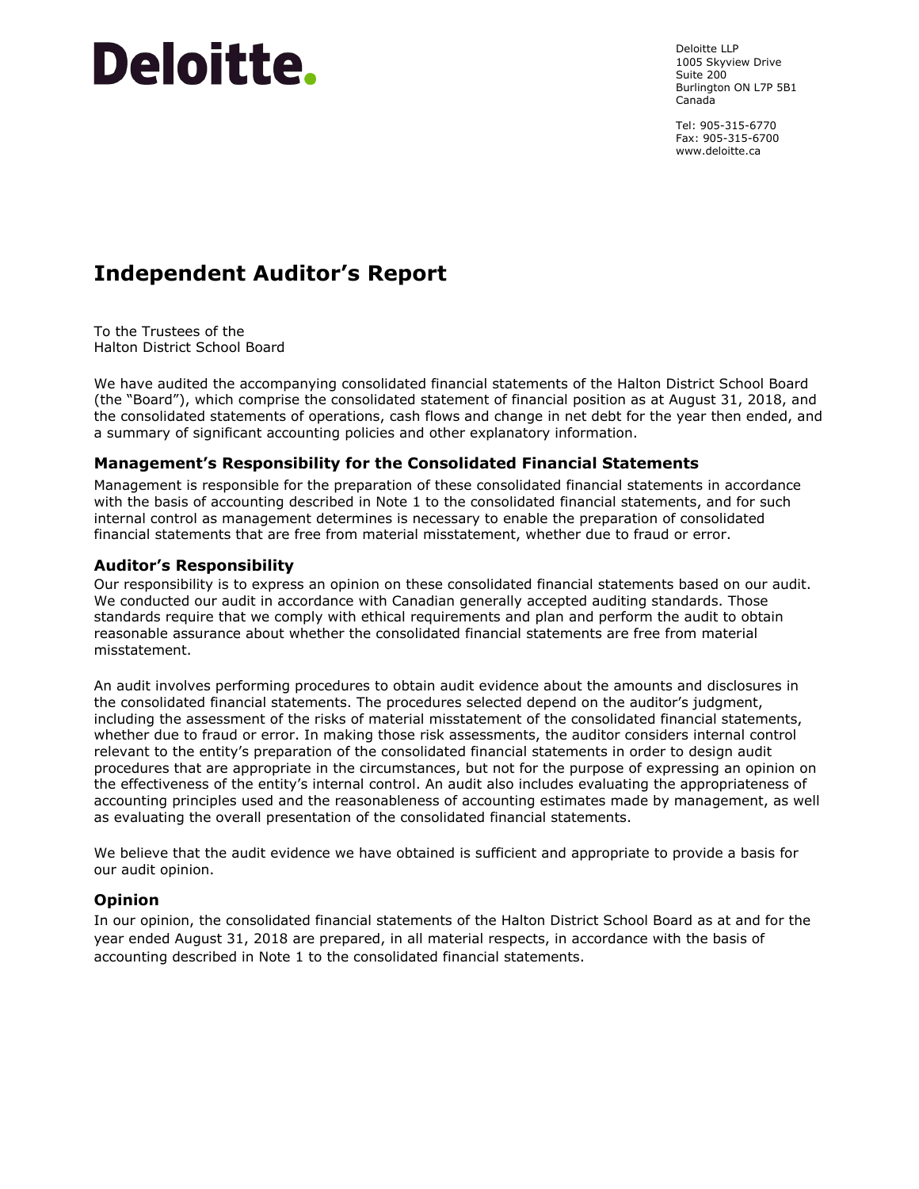# Deloitte.

Deloitte LLP
1005 Skyview Drive
Suite 200
Burlington ON L7P 5B1
Canada

Tel: 905-315-6770
Fax: 905-315-6700
www.deloitte.ca

# Independent Auditor's Report

To the Trustees of the
Halton District School Board

We have audited the accompanying consolidated financial statements of the Halton District School Board (the "Board"), which comprise the consolidated statement of financial position as at August 31, 2018, and the consolidated statements of operations, cash flows and change in net debt for the year then ended, and a summary of significant accounting policies and other explanatory information.

## Management's Responsibility for the Consolidated Financial Statements

Management is responsible for the preparation of these consolidated financial statements in accordance with the basis of accounting described in Note 1 to the consolidated financial statements, and for such internal control as management determines is necessary to enable the preparation of consolidated financial statements that are free from material misstatement, whether due to fraud or error.

## Auditor's Responsibility

Our responsibility is to express an opinion on these consolidated financial statements based on our audit. We conducted our audit in accordance with Canadian generally accepted auditing standards. Those standards require that we comply with ethical requirements and plan and perform the audit to obtain reasonable assurance about whether the consolidated financial statements are free from material misstatement.

An audit involves performing procedures to obtain audit evidence about the amounts and disclosures in the consolidated financial statements. The procedures selected depend on the auditor's judgment, including the assessment of the risks of material misstatement of the consolidated financial statements, whether due to fraud or error. In making those risk assessments, the auditor considers internal control relevant to the entity's preparation of the consolidated financial statements in order to design audit procedures that are appropriate in the circumstances, but not for the purpose of expressing an opinion on the effectiveness of the entity's internal control. An audit also includes evaluating the appropriateness of accounting principles used and the reasonableness of accounting estimates made by management, as well as evaluating the overall presentation of the consolidated financial statements.

We believe that the audit evidence we have obtained is sufficient and appropriate to provide a basis for our audit opinion.

## Opinion

In our opinion, the consolidated financial statements of the Halton District School Board as at and for the year ended August 31, 2018 are prepared, in all material respects, in accordance with the basis of accounting described in Note 1 to the consolidated financial statements.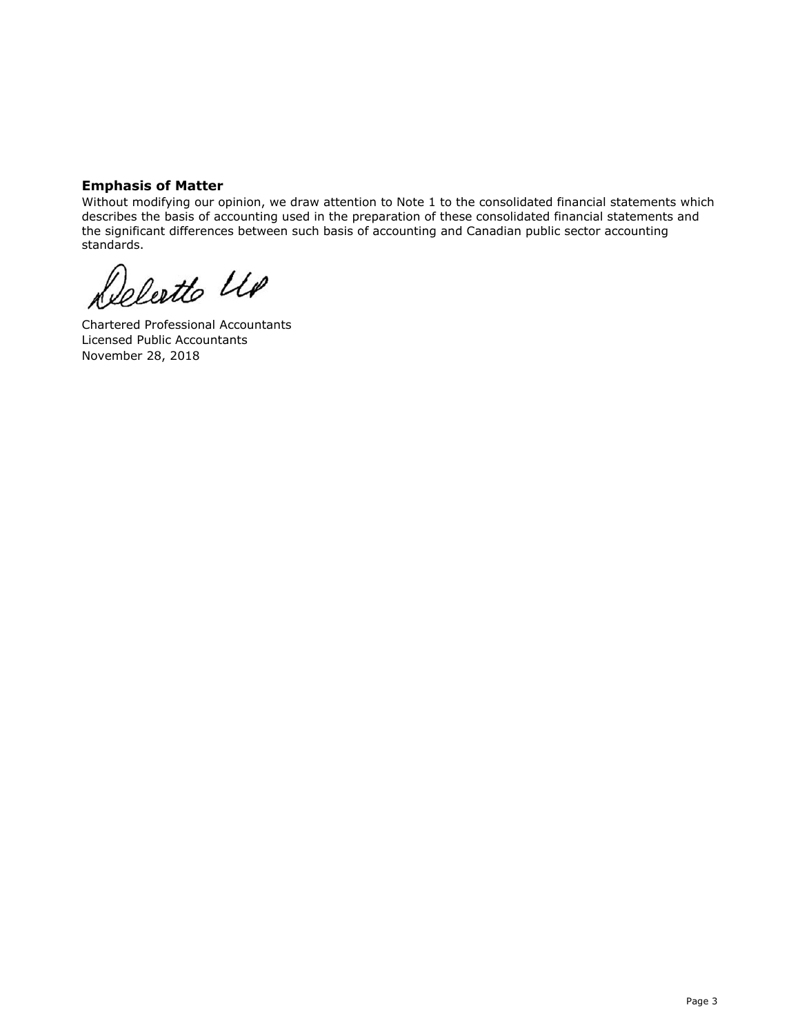## Emphasis of Matter

Without modifying our opinion, we draw attention to Note 1 to the consolidated financial statements which describes the basis of accounting used in the preparation of these consolidated financial statements and the significant differences between such basis of accounting and Canadian public sector accounting standards.

Deloitte LLP

Chartered Professional Accountants
Licensed Public Accountants
November 28, 2018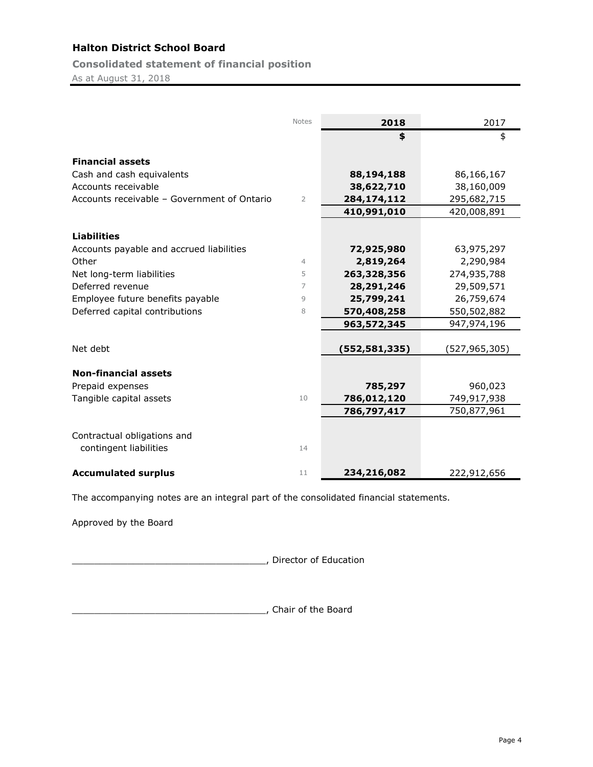# Halton District School Board

## Consolidated statement of financial position

As at August 31, 2018

| | Notes | 2018 | 2017 |
|---|---|---|---|
| | | **$** | $ |
| **Financial assets** | | | |
| Cash and cash equivalents | | **88,194,188** | 86,166,167 |
| Accounts receivable | | **38,622,710** | 38,160,009 |
| Accounts receivable – Government of Ontario | 2 | **284,174,112** | 295,682,715 |
| | | **410,991,010** | 420,008,891 |
| **Liabilities** | | | |
| Accounts payable and accrued liabilities | | **72,925,980** | 63,975,297 |
| Other | 4 | **2,819,264** | 2,290,984 |
| Net long-term liabilities | 5 | **263,328,356** | 274,935,788 |
| Deferred revenue | 7 | **28,291,246** | 29,509,571 |
| Employee future benefits payable | 9 | **25,799,241** | 26,759,674 |
| Deferred capital contributions | 8 | **570,408,258** | 550,502,882 |
| | | **963,572,345** | 947,974,196 |
| Net debt | | **(552,581,335)** | (527,965,305) |
| **Non-financial assets** | | | |
| Prepaid expenses | | **785,297** | 960,023 |
| Tangible capital assets | 10 | **786,012,120** | 749,917,938 |
| | | **786,797,417** | 750,877,961 |
| Contractual obligations and contingent liabilities | 14 | | |
| **Accumulated surplus** | 11 | **234,216,082** | 222,912,656 |

The accompanying notes are an integral part of the consolidated financial statements.

Approved by the Board

___________________________________, Director of Education

___________________________________, Chair of the Board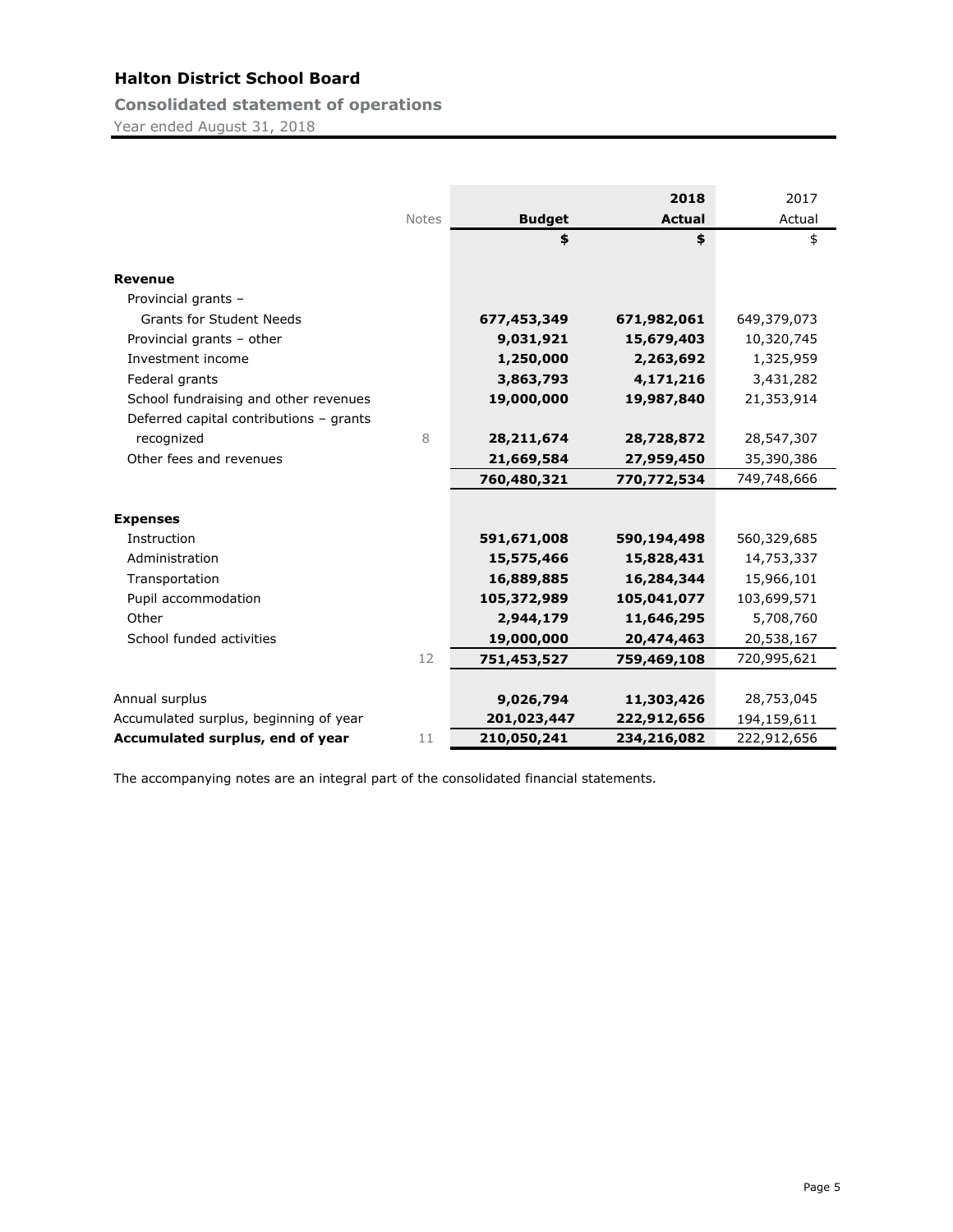# Halton District School Board

## Consolidated statement of operations

Year ended August 31, 2018

| | Notes | Budget | 2018 Actual | 2017 Actual |
|---|---|---|---|---|
| | | **$** | **$** | $ |
| **Revenue** | | | | |
| Provincial grants – Grants for Student Needs | | **677,453,349** | **671,982,061** | 649,379,073 |
| Provincial grants – other | | **9,031,921** | **15,679,403** | 10,320,745 |
| Investment income | | **1,250,000** | **2,263,692** | 1,325,959 |
| Federal grants | | **3,863,793** | **4,171,216** | 3,431,282 |
| School fundraising and other revenues | | **19,000,000** | **19,987,840** | 21,353,914 |
| Deferred capital contributions – grants recognized | 8 | **28,211,674** | **28,728,872** | 28,547,307 |
| Other fees and revenues | | **21,669,584** | **27,959,450** | 35,390,386 |
| | | **760,480,321** | **770,772,534** | 749,748,666 |
| **Expenses** | | | | |
| Instruction | | **591,671,008** | **590,194,498** | 560,329,685 |
| Administration | | **15,575,466** | **15,828,431** | 14,753,337 |
| Transportation | | **16,889,885** | **16,284,344** | 15,966,101 |
| Pupil accommodation | | **105,372,989** | **105,041,077** | 103,699,571 |
| Other | | **2,944,179** | **11,646,295** | 5,708,760 |
| School funded activities | | **19,000,000** | **20,474,463** | 20,538,167 |
| | 12 | **751,453,527** | **759,469,108** | 720,995,621 |
| Annual surplus | | **9,026,794** | **11,303,426** | 28,753,045 |
| Accumulated surplus, beginning of year | | **201,023,447** | **222,912,656** | 194,159,611 |
| **Accumulated surplus, end of year** | 11 | **210,050,241** | **234,216,082** | 222,912,656 |

The accompanying notes are an integral part of the consolidated financial statements.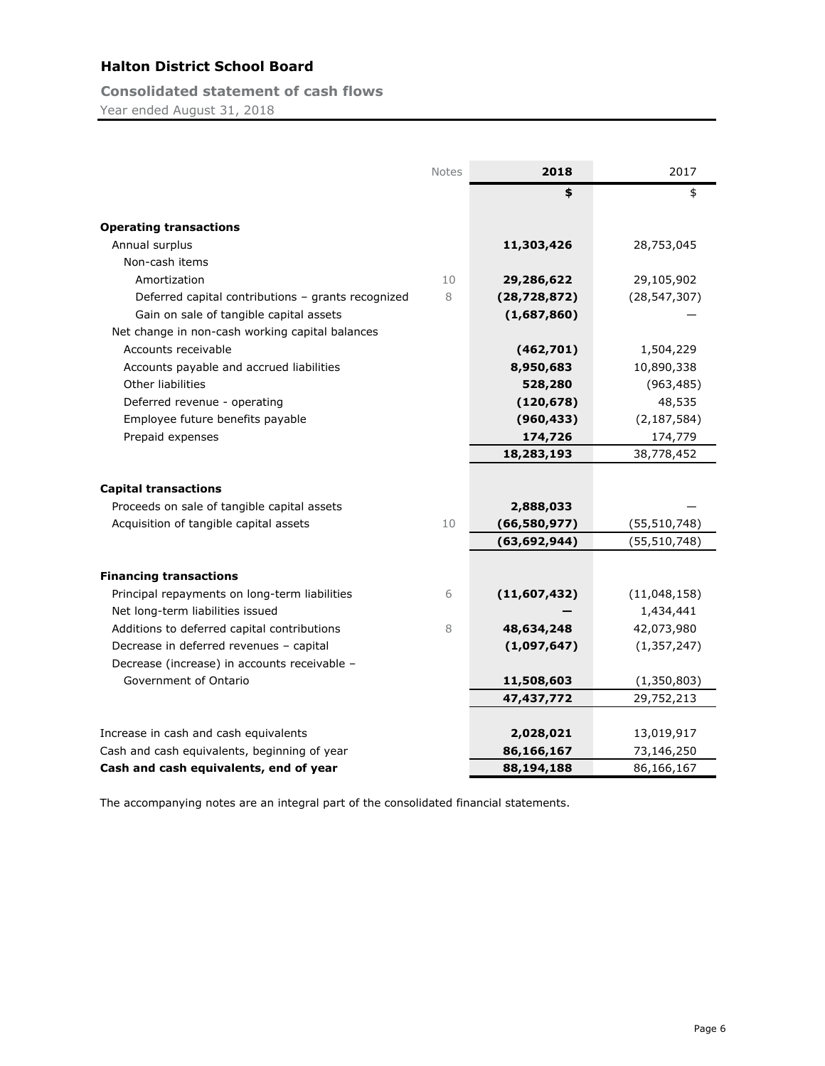# Halton District School Board

## Consolidated statement of cash flows

Year ended August 31, 2018

| | Notes | 2018 | 2017 |
|---|---|---|---|
| | | **$** | $ |
| **Operating transactions** | | | |
| Annual surplus | | **11,303,426** | 28,753,045 |
| Non-cash items | | | |
| Amortization | 10 | **29,286,622** | 29,105,902 |
| Deferred capital contributions – grants recognized | 8 | **(28,728,872)** | (28,547,307) |
| Gain on sale of tangible capital assets | | **(1,687,860)** | — |
| Net change in non-cash working capital balances | | | |
| Accounts receivable | | **(462,701)** | 1,504,229 |
| Accounts payable and accrued liabilities | | **8,950,683** | 10,890,338 |
| Other liabilities | | **528,280** | (963,485) |
| Deferred revenue - operating | | **(120,678)** | 48,535 |
| Employee future benefits payable | | **(960,433)** | (2,187,584) |
| Prepaid expenses | | **174,726** | 174,779 |
| | | **18,283,193** | 38,778,452 |
| **Capital transactions** | | | |
| Proceeds on sale of tangible capital assets | | **2,888,033** | — |
| Acquisition of tangible capital assets | 10 | **(66,580,977)** | (55,510,748) |
| | | **(63,692,944)** | (55,510,748) |
| **Financing transactions** | | | |
| Principal repayments on long-term liabilities | 6 | **(11,607,432)** | (11,048,158) |
| Net long-term liabilities issued | | **—** | 1,434,441 |
| Additions to deferred capital contributions | 8 | **48,634,248** | 42,073,980 |
| Decrease in deferred revenues – capital | | **(1,097,647)** | (1,357,247) |
| Decrease (increase) in accounts receivable – Government of Ontario | | **11,508,603** | (1,350,803) |
| | | **47,437,772** | 29,752,213 |
| Increase in cash and cash equivalents | | **2,028,021** | 13,019,917 |
| Cash and cash equivalents, beginning of year | | **86,166,167** | 73,146,250 |
| **Cash and cash equivalents, end of year** | | **88,194,188** | 86,166,167 |

The accompanying notes are an integral part of the consolidated financial statements.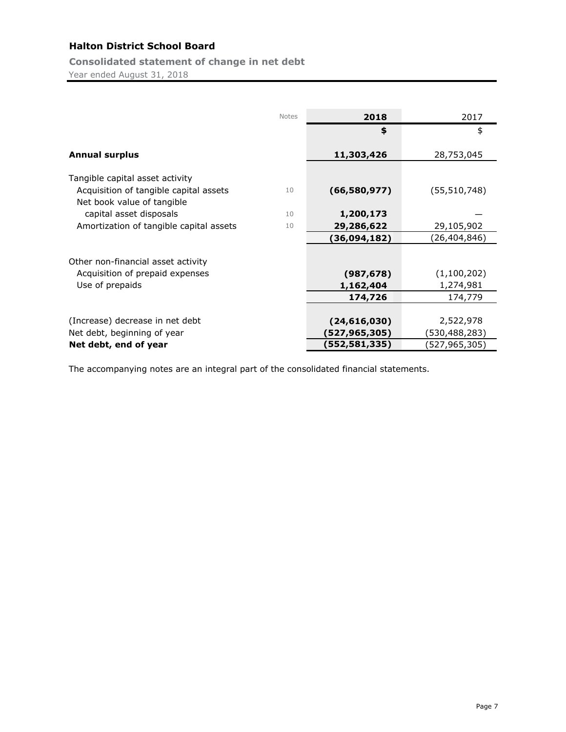# Halton District School Board

## Consolidated statement of change in net debt

Year ended August 31, 2018

| | Notes | 2018 | 2017 |
|---|---|---|---|
| | | **$** | $ |
| **Annual surplus** | | **11,303,426** | 28,753,045 |
| Tangible capital asset activity | | | |
| Acquisition of tangible capital assets | 10 | **(66,580,977)** | (55,510,748) |
| Net book value of tangible capital asset disposals | 10 | **1,200,173** | — |
| Amortization of tangible capital assets | 10 | **29,286,622** | 29,105,902 |
| | | **(36,094,182)** | (26,404,846) |
| Other non-financial asset activity | | | |
| Acquisition of prepaid expenses | | **(987,678)** | (1,100,202) |
| Use of prepaids | | **1,162,404** | 1,274,981 |
| | | **174,726** | 174,779 |
| (Increase) decrease in net debt | | **(24,616,030)** | 2,522,978 |
| Net debt, beginning of year | | **(527,965,305)** | (530,488,283) |
| **Net debt, end of year** | | **(552,581,335)** | (527,965,305) |

The accompanying notes are an integral part of the consolidated financial statements.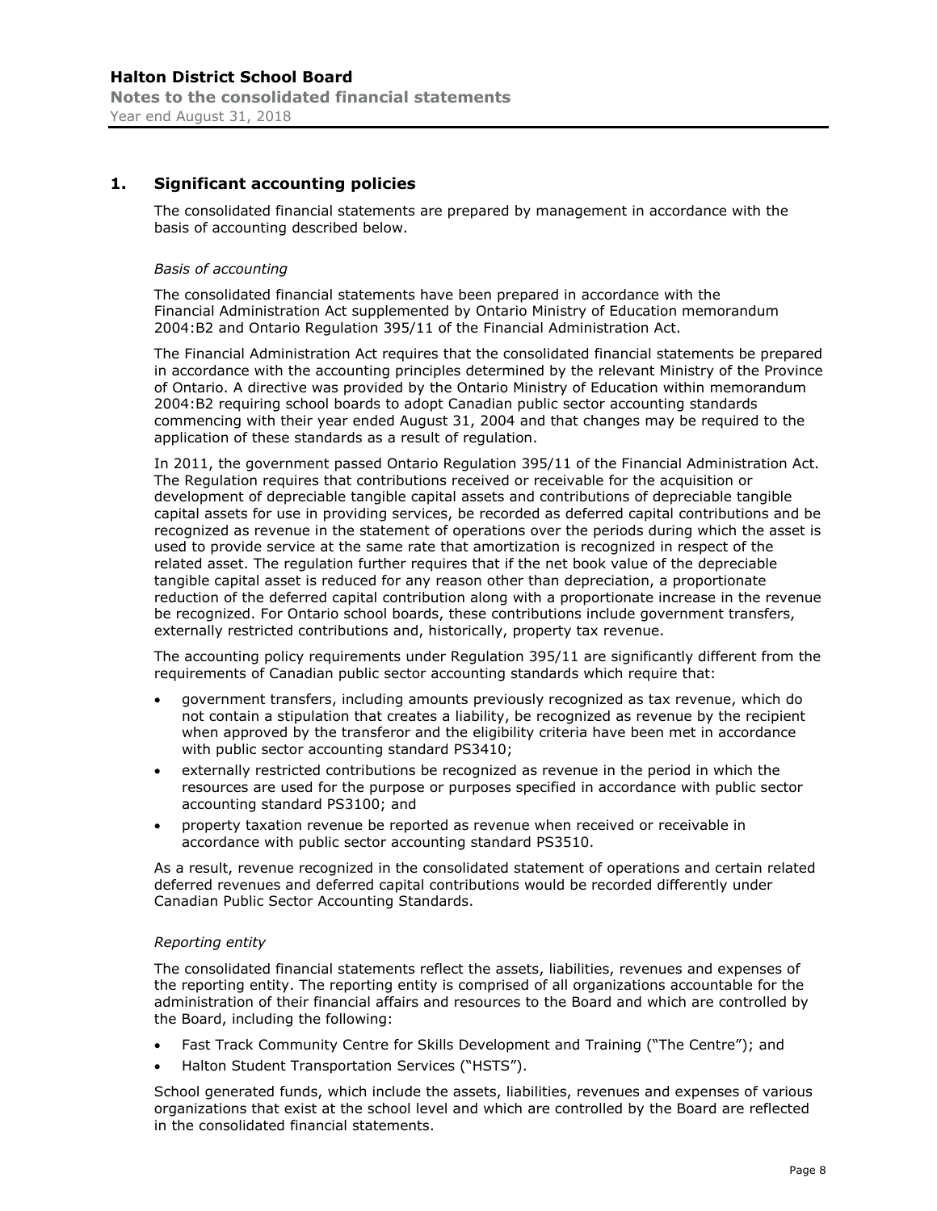## 1. Significant accounting policies

The consolidated financial statements are prepared by management in accordance with the basis of accounting described below.

*Basis of accounting*

The consolidated financial statements have been prepared in accordance with the Financial Administration Act supplemented by Ontario Ministry of Education memorandum 2004:B2 and Ontario Regulation 395/11 of the Financial Administration Act.

The Financial Administration Act requires that the consolidated financial statements be prepared in accordance with the accounting principles determined by the relevant Ministry of the Province of Ontario. A directive was provided by the Ontario Ministry of Education within memorandum 2004:B2 requiring school boards to adopt Canadian public sector accounting standards commencing with their year ended August 31, 2004 and that changes may be required to the application of these standards as a result of regulation.

In 2011, the government passed Ontario Regulation 395/11 of the Financial Administration Act. The Regulation requires that contributions received or receivable for the acquisition or development of depreciable tangible capital assets and contributions of depreciable tangible capital assets for use in providing services, be recorded as deferred capital contributions and be recognized as revenue in the statement of operations over the periods during which the asset is used to provide service at the same rate that amortization is recognized in respect of the related asset. The regulation further requires that if the net book value of the depreciable tangible capital asset is reduced for any reason other than depreciation, a proportionate reduction of the deferred capital contribution along with a proportionate increase in the revenue be recognized. For Ontario school boards, these contributions include government transfers, externally restricted contributions and, historically, property tax revenue.

The accounting policy requirements under Regulation 395/11 are significantly different from the requirements of Canadian public sector accounting standards which require that:

- government transfers, including amounts previously recognized as tax revenue, which do not contain a stipulation that creates a liability, be recognized as revenue by the recipient when approved by the transferor and the eligibility criteria have been met in accordance with public sector accounting standard PS3410;
- externally restricted contributions be recognized as revenue in the period in which the resources are used for the purpose or purposes specified in accordance with public sector accounting standard PS3100; and
- property taxation revenue be reported as revenue when received or receivable in accordance with public sector accounting standard PS3510.

As a result, revenue recognized in the consolidated statement of operations and certain related deferred revenues and deferred capital contributions would be recorded differently under Canadian Public Sector Accounting Standards.

*Reporting entity*

The consolidated financial statements reflect the assets, liabilities, revenues and expenses of the reporting entity. The reporting entity is comprised of all organizations accountable for the administration of their financial affairs and resources to the Board and which are controlled by the Board, including the following:

- Fast Track Community Centre for Skills Development and Training ("The Centre"); and
- Halton Student Transportation Services ("HSTS").

School generated funds, which include the assets, liabilities, revenues and expenses of various organizations that exist at the school level and which are controlled by the Board are reflected in the consolidated financial statements.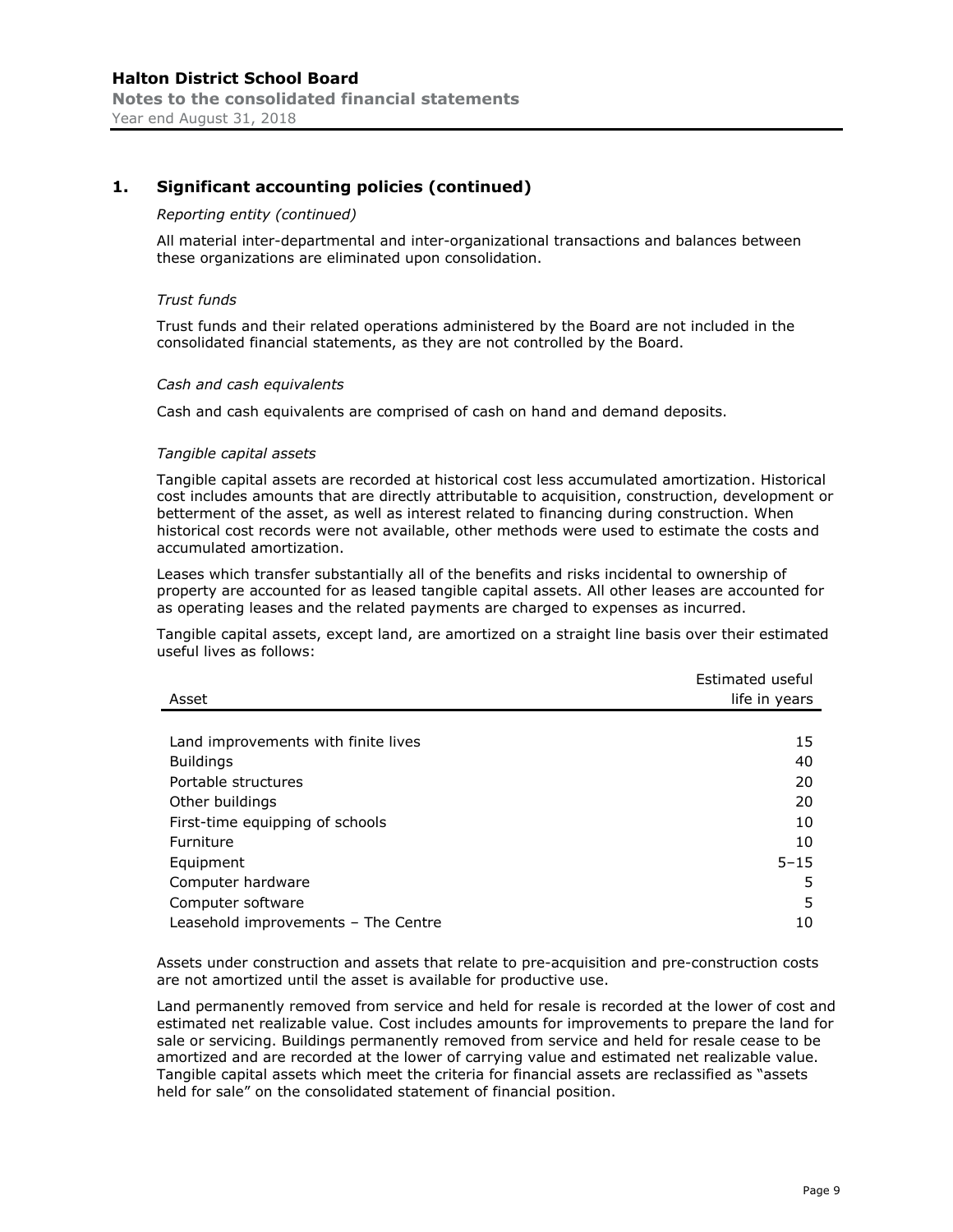## 1. Significant accounting policies (continued)

*Reporting entity (continued)*

All material inter-departmental and inter-organizational transactions and balances between these organizations are eliminated upon consolidation.

*Trust funds*

Trust funds and their related operations administered by the Board are not included in the consolidated financial statements, as they are not controlled by the Board.

*Cash and cash equivalents*

Cash and cash equivalents are comprised of cash on hand and demand deposits.

*Tangible capital assets*

Tangible capital assets are recorded at historical cost less accumulated amortization. Historical cost includes amounts that are directly attributable to acquisition, construction, development or betterment of the asset, as well as interest related to financing during construction. When historical cost records were not available, other methods were used to estimate the costs and accumulated amortization.

Leases which transfer substantially all of the benefits and risks incidental to ownership of property are accounted for as leased tangible capital assets. All other leases are accounted for as operating leases and the related payments are charged to expenses as incurred.

Tangible capital assets, except land, are amortized on a straight line basis over their estimated useful lives as follows:

| Asset | Estimated useful life in years |
|---|---|
| Land improvements with finite lives | 15 |
| Buildings | 40 |
| Portable structures | 20 |
| Other buildings | 20 |
| First-time equipping of schools | 10 |
| Furniture | 10 |
| Equipment | 5–15 |
| Computer hardware | 5 |
| Computer software | 5 |
| Leasehold improvements – The Centre | 10 |

Assets under construction and assets that relate to pre-acquisition and pre-construction costs are not amortized until the asset is available for productive use.

Land permanently removed from service and held for resale is recorded at the lower of cost and estimated net realizable value. Cost includes amounts for improvements to prepare the land for sale or servicing. Buildings permanently removed from service and held for resale cease to be amortized and are recorded at the lower of carrying value and estimated net realizable value. Tangible capital assets which meet the criteria for financial assets are reclassified as "assets held for sale" on the consolidated statement of financial position.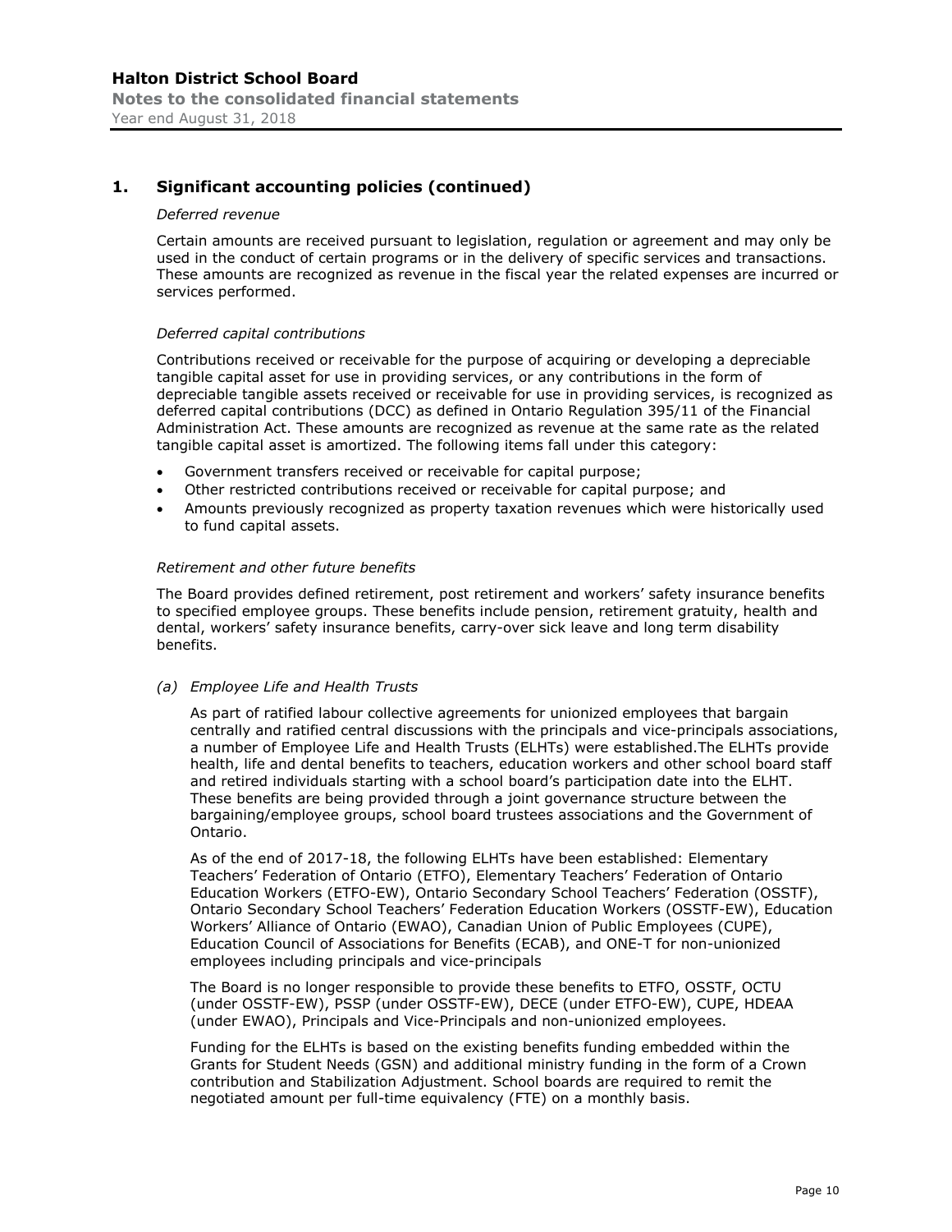## 1. Significant accounting policies (continued)

*Deferred revenue*

Certain amounts are received pursuant to legislation, regulation or agreement and may only be used in the conduct of certain programs or in the delivery of specific services and transactions. These amounts are recognized as revenue in the fiscal year the related expenses are incurred or services performed.

*Deferred capital contributions*

Contributions received or receivable for the purpose of acquiring or developing a depreciable tangible capital asset for use in providing services, or any contributions in the form of depreciable tangible assets received or receivable for use in providing services, is recognized as deferred capital contributions (DCC) as defined in Ontario Regulation 395/11 of the Financial Administration Act. These amounts are recognized as revenue at the same rate as the related tangible capital asset is amortized. The following items fall under this category:

- Government transfers received or receivable for capital purpose;
- Other restricted contributions received or receivable for capital purpose; and
- Amounts previously recognized as property taxation revenues which were historically used to fund capital assets.

*Retirement and other future benefits*

The Board provides defined retirement, post retirement and workers' safety insurance benefits to specified employee groups. These benefits include pension, retirement gratuity, health and dental, workers' safety insurance benefits, carry-over sick leave and long term disability benefits.

*(a) Employee Life and Health Trusts*

As part of ratified labour collective agreements for unionized employees that bargain centrally and ratified central discussions with the principals and vice-principals associations, a number of Employee Life and Health Trusts (ELHTs) were established.The ELHTs provide health, life and dental benefits to teachers, education workers and other school board staff and retired individuals starting with a school board's participation date into the ELHT. These benefits are being provided through a joint governance structure between the bargaining/employee groups, school board trustees associations and the Government of Ontario.

As of the end of 2017-18, the following ELHTs have been established: Elementary Teachers' Federation of Ontario (ETFO), Elementary Teachers' Federation of Ontario Education Workers (ETFO-EW), Ontario Secondary School Teachers' Federation (OSSTF), Ontario Secondary School Teachers' Federation Education Workers (OSSTF-EW), Education Workers' Alliance of Ontario (EWAO), Canadian Union of Public Employees (CUPE), Education Council of Associations for Benefits (ECAB), and ONE-T for non-unionized employees including principals and vice-principals

The Board is no longer responsible to provide these benefits to ETFO, OSSTF, OCTU (under OSSTF-EW), PSSP (under OSSTF-EW), DECE (under ETFO-EW), CUPE, HDEAA (under EWAO), Principals and Vice-Principals and non-unionized employees.

Funding for the ELHTs is based on the existing benefits funding embedded within the Grants for Student Needs (GSN) and additional ministry funding in the form of a Crown contribution and Stabilization Adjustment. School boards are required to remit the negotiated amount per full-time equivalency (FTE) on a monthly basis.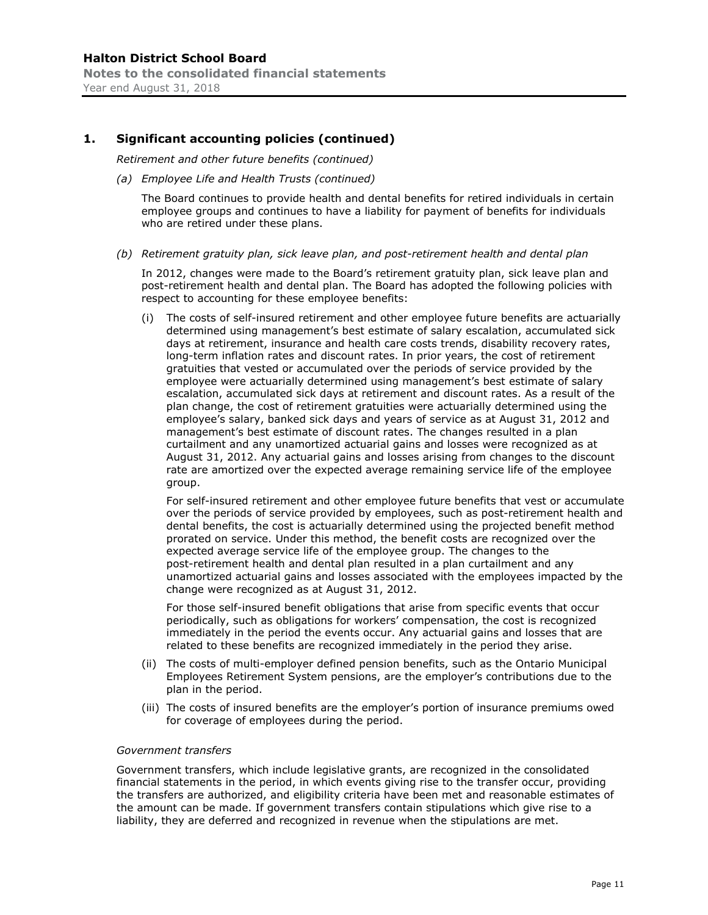## 1. Significant accounting policies (continued)

*Retirement and other future benefits (continued)*

*(a) Employee Life and Health Trusts (continued)*

The Board continues to provide health and dental benefits for retired individuals in certain employee groups and continues to have a liability for payment of benefits for individuals who are retired under these plans.

*(b) Retirement gratuity plan, sick leave plan, and post-retirement health and dental plan*

In 2012, changes were made to the Board's retirement gratuity plan, sick leave plan and post-retirement health and dental plan. The Board has adopted the following policies with respect to accounting for these employee benefits:

(i) The costs of self-insured retirement and other employee future benefits are actuarially determined using management's best estimate of salary escalation, accumulated sick days at retirement, insurance and health care costs trends, disability recovery rates, long-term inflation rates and discount rates. In prior years, the cost of retirement gratuities that vested or accumulated over the periods of service provided by the employee were actuarially determined using management's best estimate of salary escalation, accumulated sick days at retirement and discount rates. As a result of the plan change, the cost of retirement gratuities were actuarially determined using the employee's salary, banked sick days and years of service as at August 31, 2012 and management's best estimate of discount rates. The changes resulted in a plan curtailment and any unamortized actuarial gains and losses were recognized as at August 31, 2012. Any actuarial gains and losses arising from changes to the discount rate are amortized over the expected average remaining service life of the employee group.

For self-insured retirement and other employee future benefits that vest or accumulate over the periods of service provided by employees, such as post-retirement health and dental benefits, the cost is actuarially determined using the projected benefit method prorated on service. Under this method, the benefit costs are recognized over the expected average service life of the employee group. The changes to the post-retirement health and dental plan resulted in a plan curtailment and any unamortized actuarial gains and losses associated with the employees impacted by the change were recognized as at August 31, 2012.

For those self-insured benefit obligations that arise from specific events that occur periodically, such as obligations for workers' compensation, the cost is recognized immediately in the period the events occur. Any actuarial gains and losses that are related to these benefits are recognized immediately in the period they arise.

(ii) The costs of multi-employer defined pension benefits, such as the Ontario Municipal Employees Retirement System pensions, are the employer's contributions due to the plan in the period.

(iii) The costs of insured benefits are the employer's portion of insurance premiums owed for coverage of employees during the period.

*Government transfers*

Government transfers, which include legislative grants, are recognized in the consolidated financial statements in the period, in which events giving rise to the transfer occur, providing the transfers are authorized, and eligibility criteria have been met and reasonable estimates of the amount can be made. If government transfers contain stipulations which give rise to a liability, they are deferred and recognized in revenue when the stipulations are met.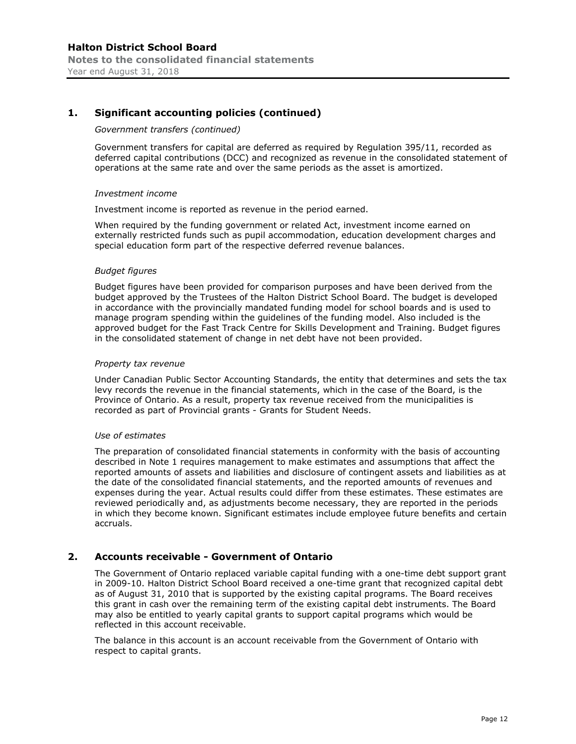## 1. Significant accounting policies (continued)

*Government transfers (continued)*

Government transfers for capital are deferred as required by Regulation 395/11, recorded as deferred capital contributions (DCC) and recognized as revenue in the consolidated statement of operations at the same rate and over the same periods as the asset is amortized.

*Investment income*

Investment income is reported as revenue in the period earned.

When required by the funding government or related Act, investment income earned on externally restricted funds such as pupil accommodation, education development charges and special education form part of the respective deferred revenue balances.

*Budget figures*

Budget figures have been provided for comparison purposes and have been derived from the budget approved by the Trustees of the Halton District School Board. The budget is developed in accordance with the provincially mandated funding model for school boards and is used to manage program spending within the guidelines of the funding model. Also included is the approved budget for the Fast Track Centre for Skills Development and Training. Budget figures in the consolidated statement of change in net debt have not been provided.

*Property tax revenue*

Under Canadian Public Sector Accounting Standards, the entity that determines and sets the tax levy records the revenue in the financial statements, which in the case of the Board, is the Province of Ontario. As a result, property tax revenue received from the municipalities is recorded as part of Provincial grants - Grants for Student Needs.

*Use of estimates*

The preparation of consolidated financial statements in conformity with the basis of accounting described in Note 1 requires management to make estimates and assumptions that affect the reported amounts of assets and liabilities and disclosure of contingent assets and liabilities as at the date of the consolidated financial statements, and the reported amounts of revenues and expenses during the year. Actual results could differ from these estimates. These estimates are reviewed periodically and, as adjustments become necessary, they are reported in the periods in which they become known. Significant estimates include employee future benefits and certain accruals.

## 2. Accounts receivable - Government of Ontario

The Government of Ontario replaced variable capital funding with a one-time debt support grant in 2009-10. Halton District School Board received a one-time grant that recognized capital debt as of August 31, 2010 that is supported by the existing capital programs. The Board receives this grant in cash over the remaining term of the existing capital debt instruments. The Board may also be entitled to yearly capital grants to support capital programs which would be reflected in this account receivable.

The balance in this account is an account receivable from the Government of Ontario with respect to capital grants.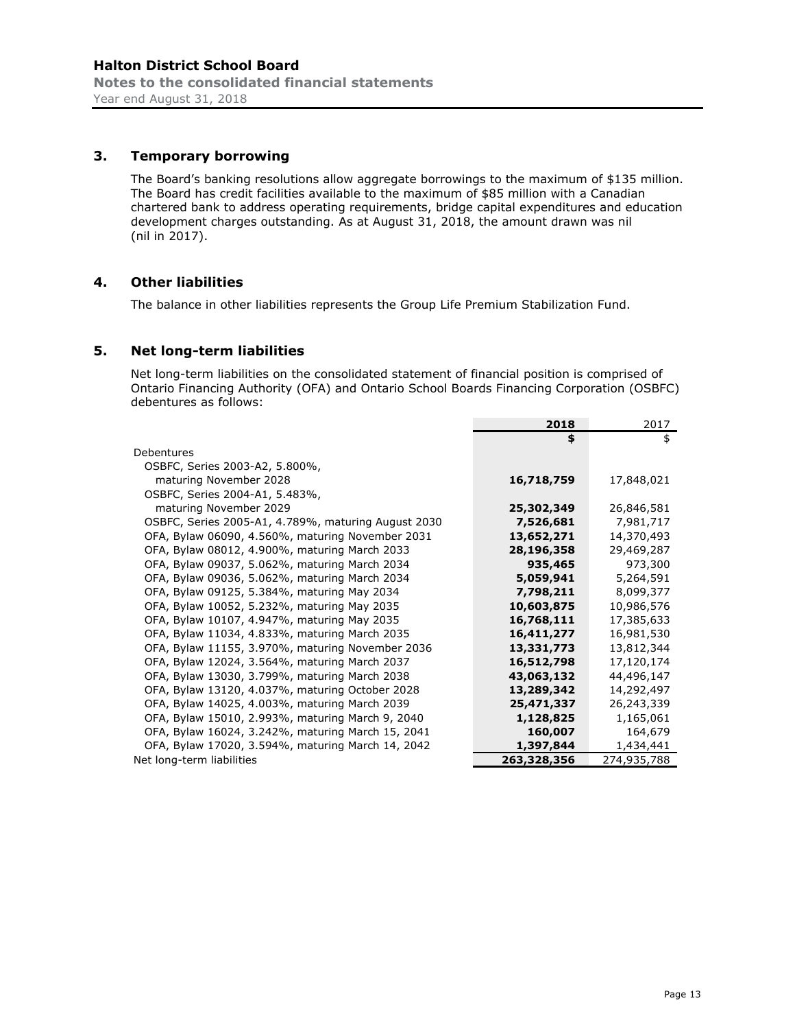## 3. Temporary borrowing

The Board's banking resolutions allow aggregate borrowings to the maximum of $135 million. The Board has credit facilities available to the maximum of $85 million with a Canadian chartered bank to address operating requirements, bridge capital expenditures and education development charges outstanding. As at August 31, 2018, the amount drawn was nil (nil in 2017).

## 4. Other liabilities

The balance in other liabilities represents the Group Life Premium Stabilization Fund.

## 5. Net long-term liabilities

Net long-term liabilities on the consolidated statement of financial position is comprised of Ontario Financing Authority (OFA) and Ontario School Boards Financing Corporation (OSBFC) debentures as follows:

| | **2018** | 2017 |
|---|---|---|
| | **$** | $ |
| Debentures | | |
| OSBFC, Series 2003-A2, 5.800%, maturing November 2028 | **16,718,759** | 17,848,021 |
| OSBFC, Series 2004-A1, 5.483%, maturing November 2029 | **25,302,349** | 26,846,581 |
| OSBFC, Series 2005-A1, 4.789%, maturing August 2030 | **7,526,681** | 7,981,717 |
| OFA, Bylaw 06090, 4.560%, maturing November 2031 | **13,652,271** | 14,370,493 |
| OFA, Bylaw 08012, 4.900%, maturing March 2033 | **28,196,358** | 29,469,287 |
| OFA, Bylaw 09037, 5.062%, maturing March 2034 | **935,465** | 973,300 |
| OFA, Bylaw 09036, 5.062%, maturing March 2034 | **5,059,941** | 5,264,591 |
| OFA, Bylaw 09125, 5.384%, maturing May 2034 | **7,798,211** | 8,099,377 |
| OFA, Bylaw 10052, 5.232%, maturing May 2035 | **10,603,875** | 10,986,576 |
| OFA, Bylaw 10107, 4.947%, maturing May 2035 | **16,768,111** | 17,385,633 |
| OFA, Bylaw 11034, 4.833%, maturing March 2035 | **16,411,277** | 16,981,530 |
| OFA, Bylaw 11155, 3.970%, maturing November 2036 | **13,331,773** | 13,812,344 |
| OFA, Bylaw 12024, 3.564%, maturing March 2037 | **16,512,798** | 17,120,174 |
| OFA, Bylaw 13030, 3.799%, maturing March 2038 | **43,063,132** | 44,496,147 |
| OFA, Bylaw 13120, 4.037%, maturing October 2028 | **13,289,342** | 14,292,497 |
| OFA, Bylaw 14025, 4.003%, maturing March 2039 | **25,471,337** | 26,243,339 |
| OFA, Bylaw 15010, 2.993%, maturing March 9, 2040 | **1,128,825** | 1,165,061 |
| OFA, Bylaw 16024, 3.242%, maturing March 15, 2041 | **160,007** | 164,679 |
| OFA, Bylaw 17020, 3.594%, maturing March 14, 2042 | **1,397,844** | 1,434,441 |
| Net long-term liabilities | **263,328,356** | 274,935,788 |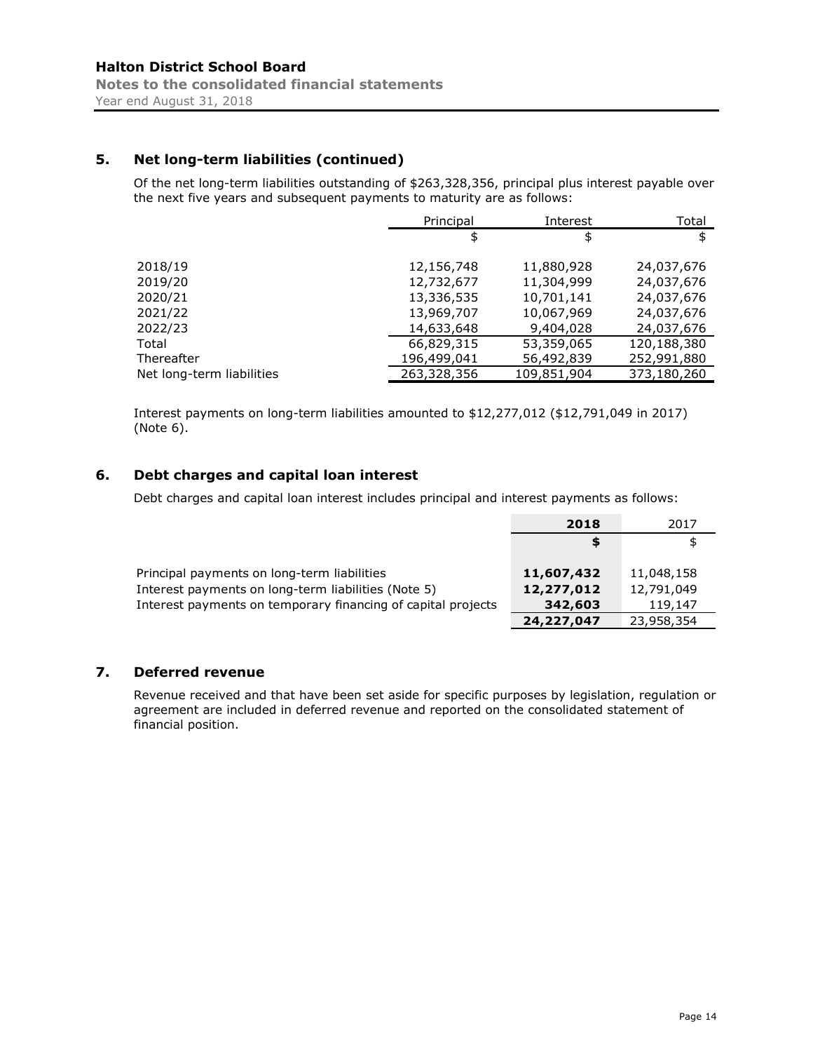## 5. Net long-term liabilities (continued)

Of the net long-term liabilities outstanding of $263,328,356, principal plus interest payable over the next five years and subsequent payments to maturity are as follows:

| | Principal | Interest | Total |
|---|---|---|---|
| | $ | $ | $ |
| 2018/19 | 12,156,748 | 11,880,928 | 24,037,676 |
| 2019/20 | 12,732,677 | 11,304,999 | 24,037,676 |
| 2020/21 | 13,336,535 | 10,701,141 | 24,037,676 |
| 2021/22 | 13,969,707 | 10,067,969 | 24,037,676 |
| 2022/23 | 14,633,648 | 9,404,028 | 24,037,676 |
| Total | 66,829,315 | 53,359,065 | 120,188,380 |
| Thereafter | 196,499,041 | 56,492,839 | 252,991,880 |
| Net long-term liabilities | 263,328,356 | 109,851,904 | 373,180,260 |

Interest payments on long-term liabilities amounted to $12,277,012 ($12,791,049 in 2017) (Note 6).

## 6. Debt charges and capital loan interest

Debt charges and capital loan interest includes principal and interest payments as follows:

| | **2018** | 2017 |
|---|---|---|
| | **$** | $ |
| Principal payments on long-term liabilities | **11,607,432** | 11,048,158 |
| Interest payments on long-term liabilities (Note 5) | **12,277,012** | 12,791,049 |
| Interest payments on temporary financing of capital projects | **342,603** | 119,147 |
| | **24,227,047** | 23,958,354 |

## 7. Deferred revenue

Revenue received and that have been set aside for specific purposes by legislation, regulation or agreement are included in deferred revenue and reported on the consolidated statement of financial position.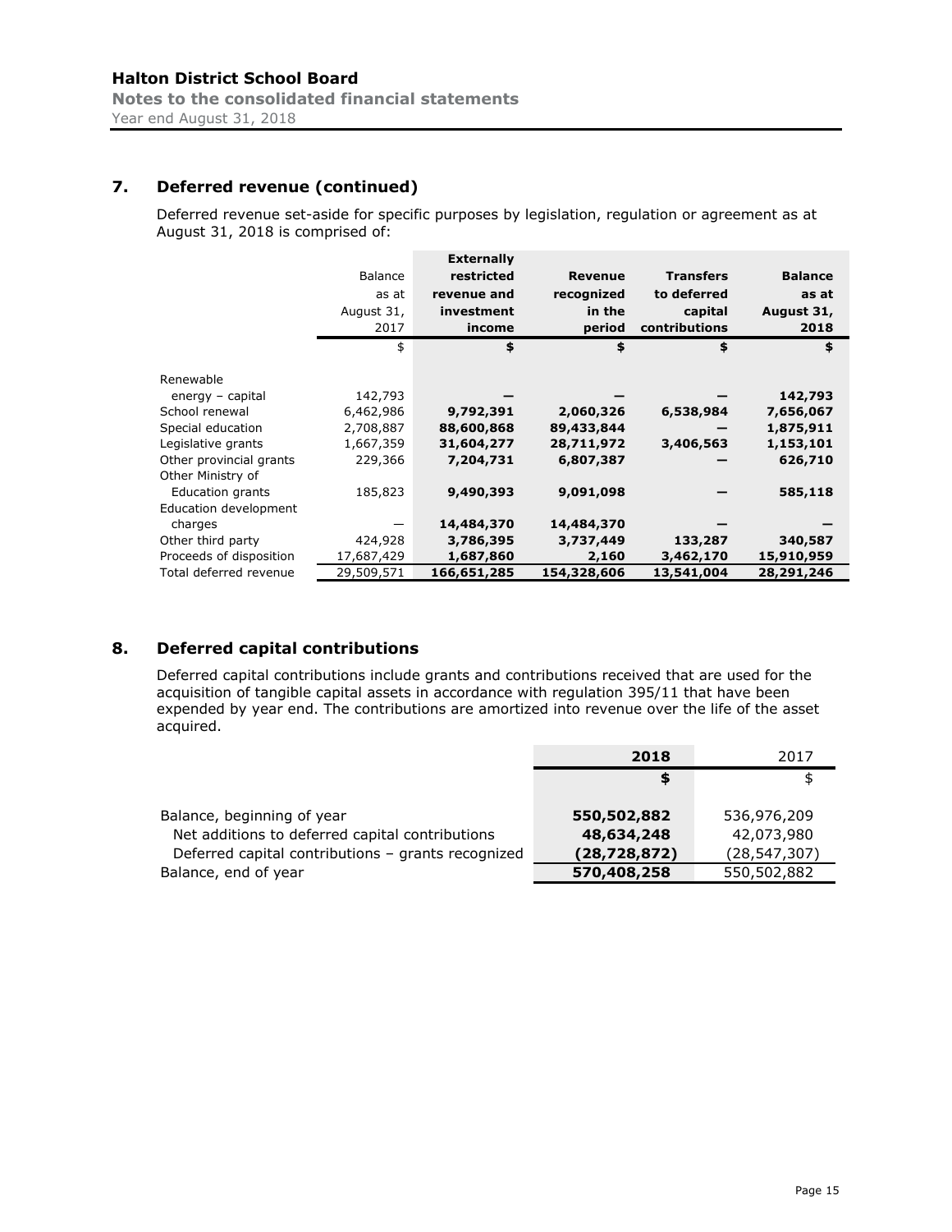## 7. Deferred revenue (continued)

Deferred revenue set-aside for specific purposes by legislation, regulation or agreement as at August 31, 2018 is comprised of:

| | Balance as at August 31, 2017 | Externally restricted revenue and investment income | Revenue recognized in the period | Transfers to deferred capital contributions | Balance as at August 31, 2018 |
|---|---|---|---|---|---|
| | $ | $ | $ | $ | $ |
| Renewable energy – capital | 142,793 | — | — | — | 142,793 |
| School renewal | 6,462,986 | 9,792,391 | 2,060,326 | 6,538,984 | 7,656,067 |
| Special education | 2,708,887 | 88,600,868 | 89,433,844 | — | 1,875,911 |
| Legislative grants | 1,667,359 | 31,604,277 | 28,711,972 | 3,406,563 | 1,153,101 |
| Other provincial grants | 229,366 | 7,204,731 | 6,807,387 | — | 626,710 |
| Other Ministry of Education grants | 185,823 | 9,490,393 | 9,091,098 | — | 585,118 |
| Education development charges | — | 14,484,370 | 14,484,370 | — | — |
| Other third party | 424,928 | 3,786,395 | 3,737,449 | 133,287 | 340,587 |
| Proceeds of disposition | 17,687,429 | 1,687,860 | 2,160 | 3,462,170 | 15,910,959 |
| Total deferred revenue | 29,509,571 | 166,651,285 | 154,328,606 | 13,541,004 | 28,291,246 |

## 8. Deferred capital contributions

Deferred capital contributions include grants and contributions received that are used for the acquisition of tangible capital assets in accordance with regulation 395/11 that have been expended by year end. The contributions are amortized into revenue over the life of the asset acquired.

| | 2018 | 2017 |
|---|---|---|
| | $ | $ |
| Balance, beginning of year | 550,502,882 | 536,976,209 |
| Net additions to deferred capital contributions | 48,634,248 | 42,073,980 |
| Deferred capital contributions – grants recognized | (28,728,872) | (28,547,307) |
| Balance, end of year | 570,408,258 | 550,502,882 |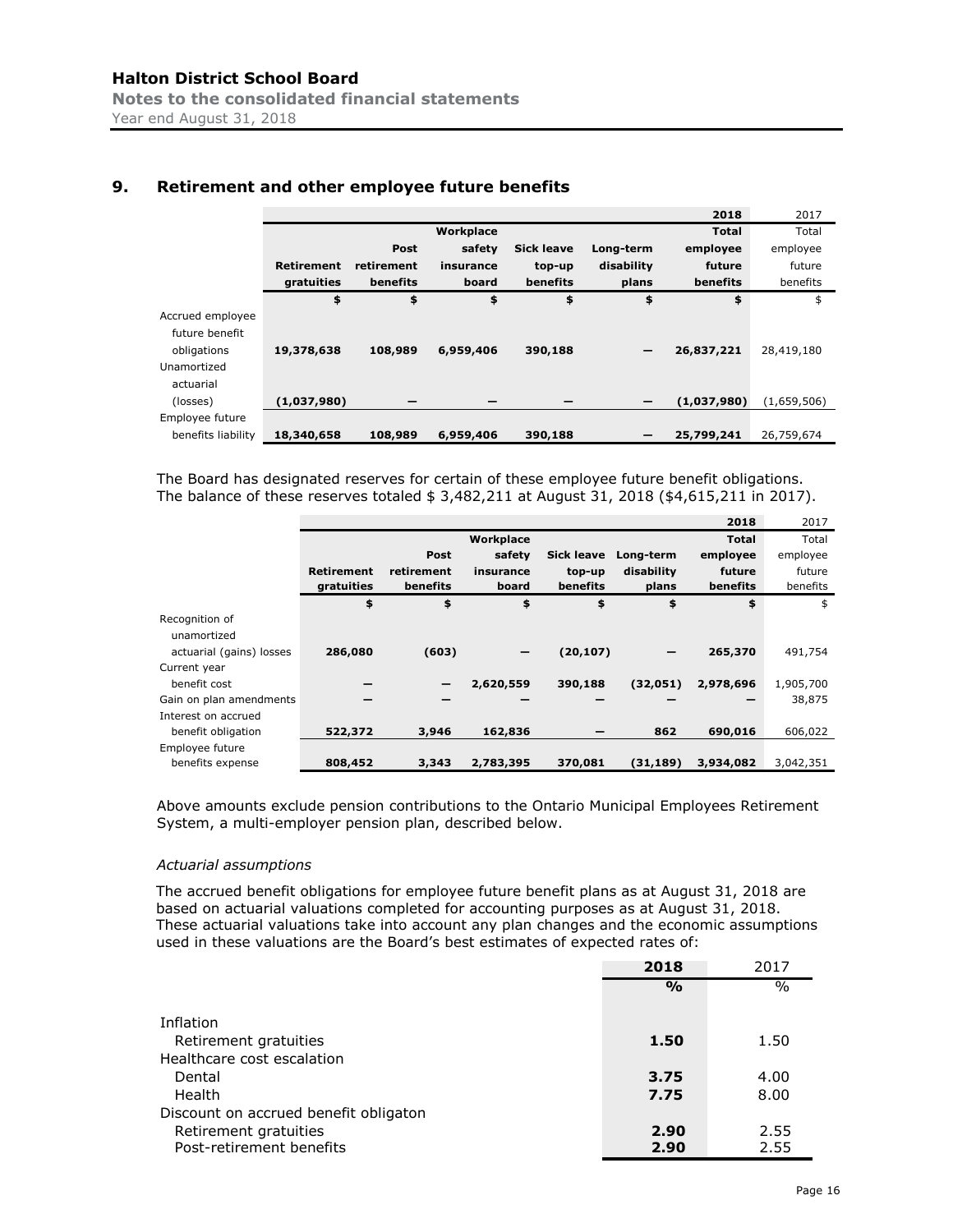## 9. Retirement and other employee future benefits

| | Retirement gratuities | Post retirement benefits | Workplace safety insurance board | Sick leave top-up benefits | Long-term disability plans | 2018 Total employee future benefits | 2017 Total employee future benefits |
|---|---|---|---|---|---|---|---|
| | **$** | **$** | **$** | **$** | **$** | **$** | $ |
| Accrued employee future benefit obligations | **19,378,638** | **108,989** | **6,959,406** | **390,188** | **—** | **26,837,221** | 28,419,180 |
| Unamortized actuarial (losses) | **(1,037,980)** | **—** | **—** | **—** | **—** | **(1,037,980)** | (1,659,506) |
| Employee future benefits liability | **18,340,658** | **108,989** | **6,959,406** | **390,188** | **—** | **25,799,241** | 26,759,674 |

The Board has designated reserves for certain of these employee future benefit obligations. The balance of these reserves totaled $ 3,482,211 at August 31, 2018 ($4,615,211 in 2017).

| | Retirement gratuities | Post retirement benefits | Workplace safety insurance board | Sick leave top-up benefits | Long-term disability plans | 2018 Total employee future benefits | 2017 Total employee future benefits |
|---|---|---|---|---|---|---|---|
| | **$** | **$** | **$** | **$** | **$** | **$** | $ |
| Recognition of unamortized actuarial (gains) losses | **286,080** | **(603)** | **—** | **(20,107)** | **—** | **265,370** | 491,754 |
| Current year benefit cost | **—** | **—** | **2,620,559** | **390,188** | **(32,051)** | **2,978,696** | 1,905,700 |
| Gain on plan amendments | **—** | **—** | **—** | **—** | **—** | **—** | 38,875 |
| Interest on accrued benefit obligation | **522,372** | **3,946** | **162,836** | **—** | **862** | **690,016** | 606,022 |
| Employee future benefits expense | **808,452** | **3,343** | **2,783,395** | **370,081** | **(31,189)** | **3,934,082** | 3,042,351 |

Above amounts exclude pension contributions to the Ontario Municipal Employees Retirement System, a multi-employer pension plan, described below.

*Actuarial assumptions*

The accrued benefit obligations for employee future benefit plans as at August 31, 2018 are based on actuarial valuations completed for accounting purposes as at August 31, 2018. These actuarial valuations take into account any plan changes and the economic assumptions used in these valuations are the Board's best estimates of expected rates of:

| | 2018 | 2017 |
|---|---|---|
| | **%** | % |
| Inflation | | |
| Retirement gratuities | **1.50** | 1.50 |
| Healthcare cost escalation | | |
| Dental | **3.75** | 4.00 |
| Health | **7.75** | 8.00 |
| Discount on accrued benefit obligaton | | |
| Retirement gratuities | **2.90** | 2.55 |
| Post-retirement benefits | **2.90** | 2.55 |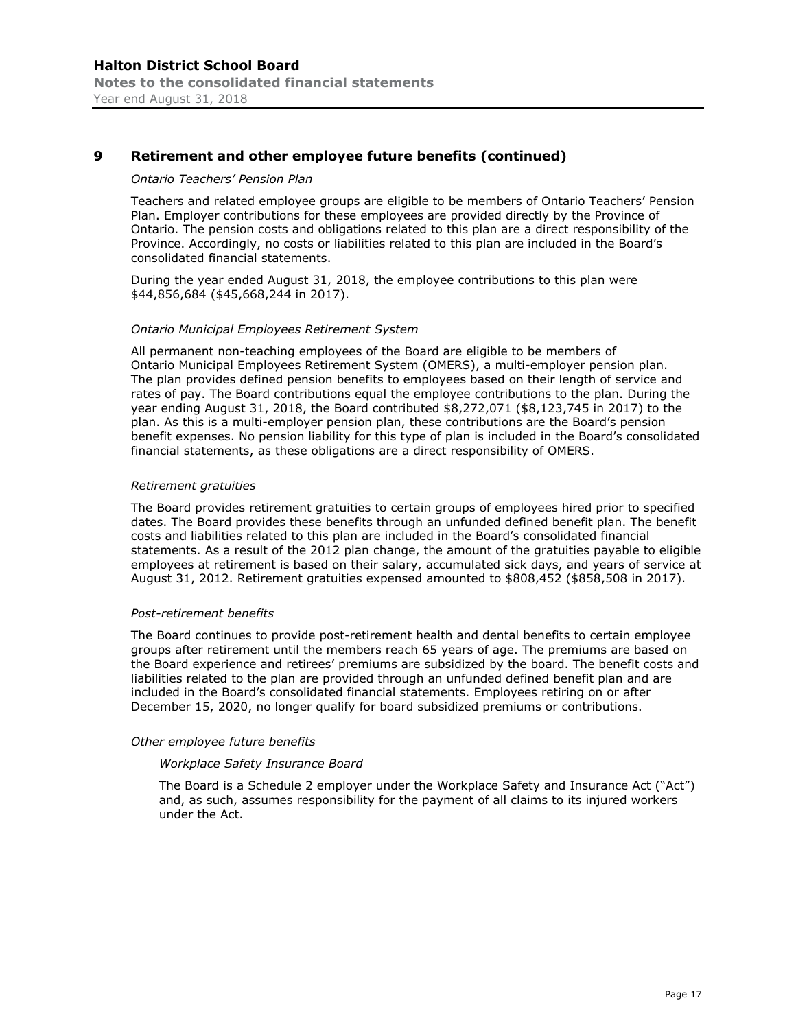## 9 Retirement and other employee future benefits (continued)

*Ontario Teachers' Pension Plan*

Teachers and related employee groups are eligible to be members of Ontario Teachers' Pension Plan. Employer contributions for these employees are provided directly by the Province of Ontario. The pension costs and obligations related to this plan are a direct responsibility of the Province. Accordingly, no costs or liabilities related to this plan are included in the Board's consolidated financial statements.

During the year ended August 31, 2018, the employee contributions to this plan were $44,856,684 ($45,668,244 in 2017).

*Ontario Municipal Employees Retirement System*

All permanent non-teaching employees of the Board are eligible to be members of Ontario Municipal Employees Retirement System (OMERS), a multi-employer pension plan. The plan provides defined pension benefits to employees based on their length of service and rates of pay. The Board contributions equal the employee contributions to the plan. During the year ending August 31, 2018, the Board contributed $8,272,071 ($8,123,745 in 2017) to the plan. As this is a multi-employer pension plan, these contributions are the Board's pension benefit expenses. No pension liability for this type of plan is included in the Board's consolidated financial statements, as these obligations are a direct responsibility of OMERS.

*Retirement gratuities*

The Board provides retirement gratuities to certain groups of employees hired prior to specified dates. The Board provides these benefits through an unfunded defined benefit plan. The benefit costs and liabilities related to this plan are included in the Board's consolidated financial statements. As a result of the 2012 plan change, the amount of the gratuities payable to eligible employees at retirement is based on their salary, accumulated sick days, and years of service at August 31, 2012. Retirement gratuities expensed amounted to $808,452 ($858,508 in 2017).

*Post-retirement benefits*

The Board continues to provide post-retirement health and dental benefits to certain employee groups after retirement until the members reach 65 years of age. The premiums are based on the Board experience and retirees' premiums are subsidized by the board. The benefit costs and liabilities related to the plan are provided through an unfunded defined benefit plan and are included in the Board's consolidated financial statements. Employees retiring on or after December 15, 2020, no longer qualify for board subsidized premiums or contributions.

*Other employee future benefits*

*Workplace Safety Insurance Board*

The Board is a Schedule 2 employer under the Workplace Safety and Insurance Act ("Act") and, as such, assumes responsibility for the payment of all claims to its injured workers under the Act.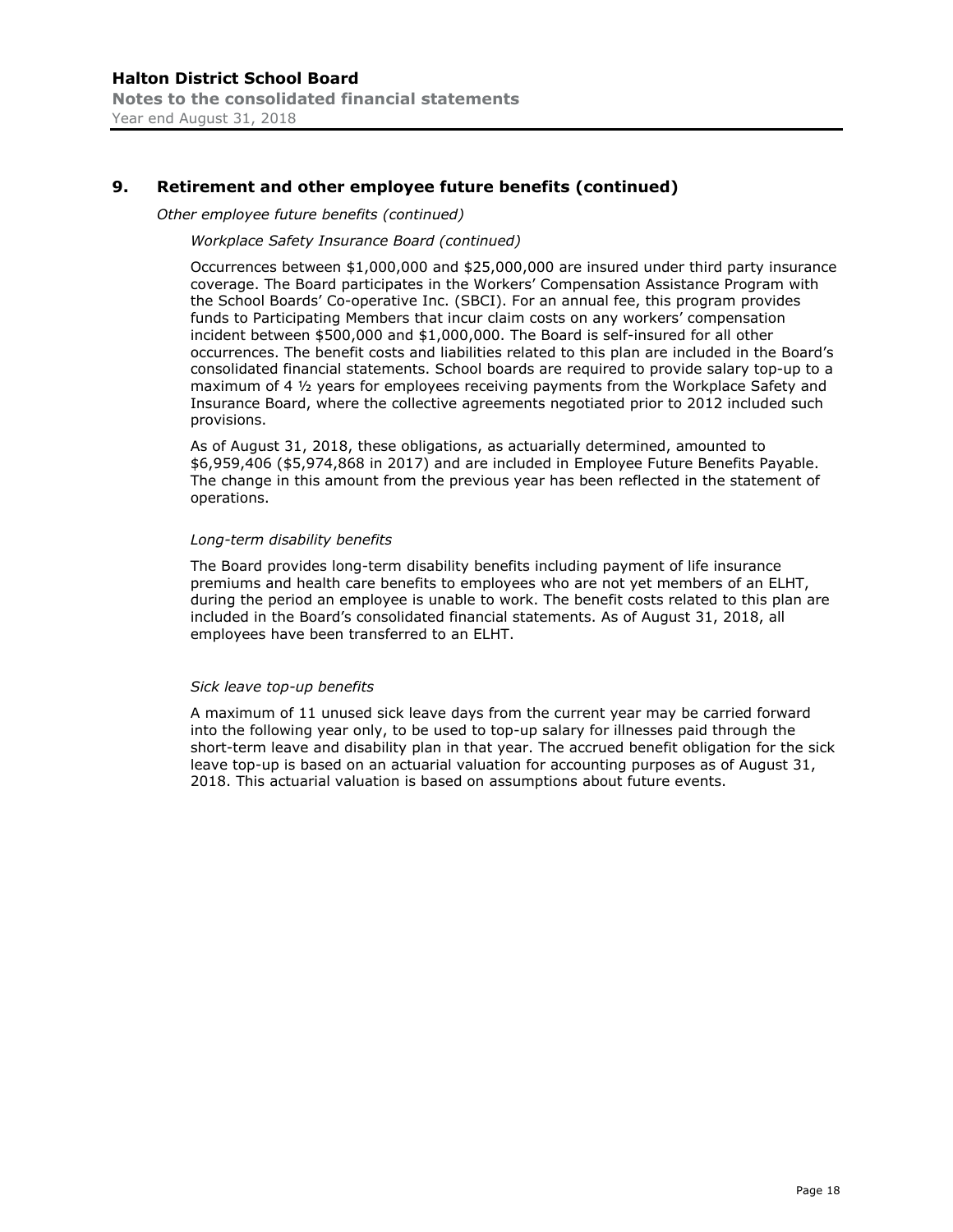## 9. Retirement and other employee future benefits (continued)

*Other employee future benefits (continued)*

*Workplace Safety Insurance Board (continued)*

Occurrences between $1,000,000 and $25,000,000 are insured under third party insurance coverage. The Board participates in the Workers' Compensation Assistance Program with the School Boards' Co-operative Inc. (SBCI). For an annual fee, this program provides funds to Participating Members that incur claim costs on any workers' compensation incident between $500,000 and $1,000,000. The Board is self-insured for all other occurrences. The benefit costs and liabilities related to this plan are included in the Board's consolidated financial statements. School boards are required to provide salary top-up to a maximum of 4 ½ years for employees receiving payments from the Workplace Safety and Insurance Board, where the collective agreements negotiated prior to 2012 included such provisions.

As of August 31, 2018, these obligations, as actuarially determined, amounted to $6,959,406 ($5,974,868 in 2017) and are included in Employee Future Benefits Payable. The change in this amount from the previous year has been reflected in the statement of operations.

*Long-term disability benefits*

The Board provides long-term disability benefits including payment of life insurance premiums and health care benefits to employees who are not yet members of an ELHT, during the period an employee is unable to work. The benefit costs related to this plan are included in the Board's consolidated financial statements. As of August 31, 2018, all employees have been transferred to an ELHT.

*Sick leave top-up benefits*

A maximum of 11 unused sick leave days from the current year may be carried forward into the following year only, to be used to top-up salary for illnesses paid through the short-term leave and disability plan in that year. The accrued benefit obligation for the sick leave top-up is based on an actuarial valuation for accounting purposes as of August 31, 2018. This actuarial valuation is based on assumptions about future events.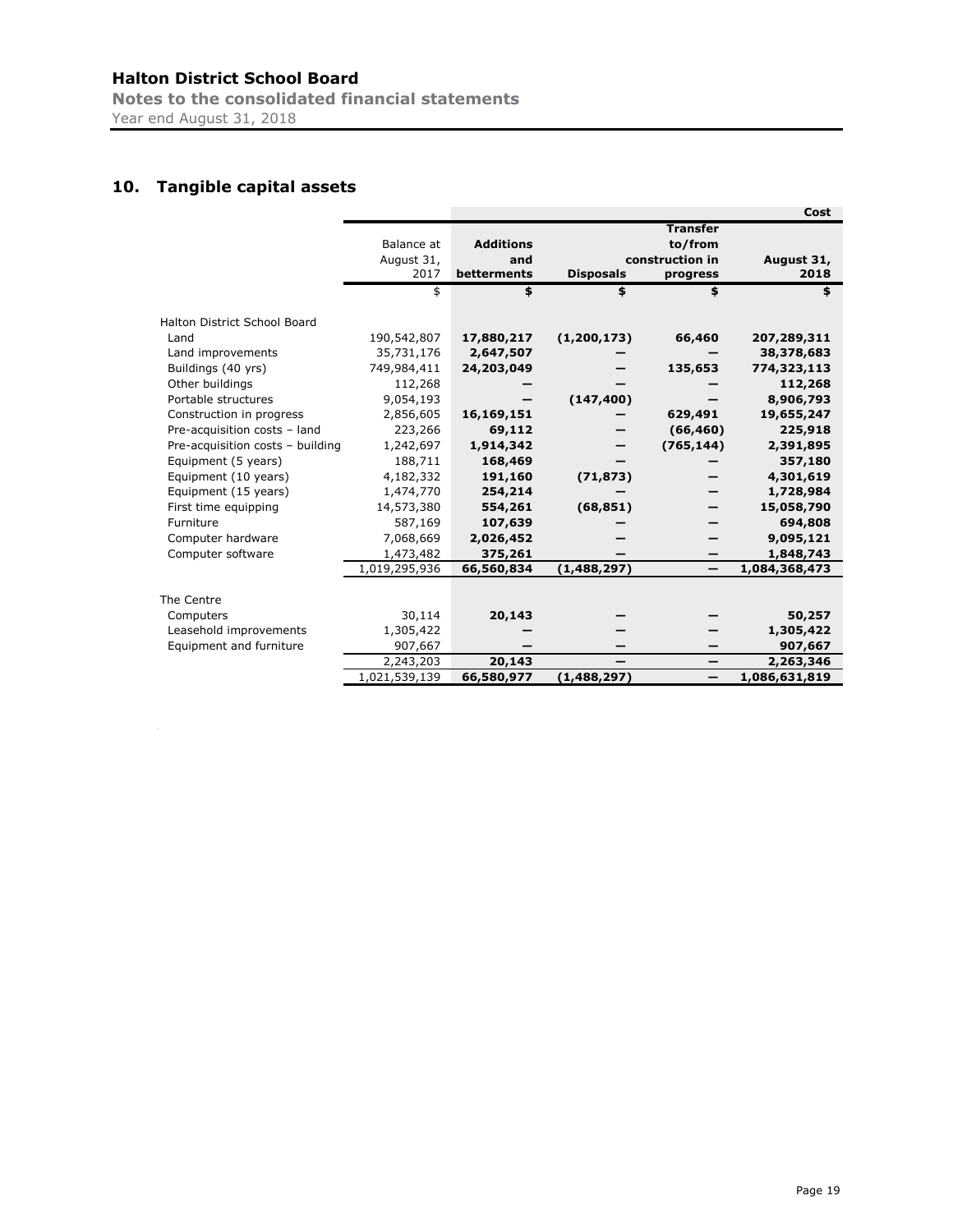## 10. Tangible capital assets

| | | | | | Cost |
|---|---|---|---|---|---|
| | Balance at August 31, 2017 | **Additions and betterments** | **Disposals** | **Transfer to/from construction in progress** | **August 31, 2018** |
| | $ | **$** | **$** | **$** | **$** |
| Halton District School Board | | | | | |
| Land | 190,542,807 | **17,880,217** | **(1,200,173)** | **66,460** | **207,289,311** |
| Land improvements | 35,731,176 | **2,647,507** | **—** | **—** | **38,378,683** |
| Buildings (40 yrs) | 749,984,411 | **24,203,049** | **—** | **135,653** | **774,323,113** |
| Other buildings | 112,268 | **—** | **—** | **—** | **112,268** |
| Portable structures | 9,054,193 | **—** | **(147,400)** | **—** | **8,906,793** |
| Construction in progress | 2,856,605 | **16,169,151** | **—** | **629,491** | **19,655,247** |
| Pre-acquisition costs – land | 223,266 | **69,112** | **—** | **(66,460)** | **225,918** |
| Pre-acquisition costs – building | 1,242,697 | **1,914,342** | **—** | **(765,144)** | **2,391,895** |
| Equipment (5 years) | 188,711 | **168,469** | **—** | **—** | **357,180** |
| Equipment (10 years) | 4,182,332 | **191,160** | **(71,873)** | **—** | **4,301,619** |
| Equipment (15 years) | 1,474,770 | **254,214** | **—** | **—** | **1,728,984** |
| First time equipping | 14,573,380 | **554,261** | **(68,851)** | **—** | **15,058,790** |
| Furniture | 587,169 | **107,639** | **—** | **—** | **694,808** |
| Computer hardware | 7,068,669 | **2,026,452** | **—** | **—** | **9,095,121** |
| Computer software | 1,473,482 | **375,261** | **—** | **—** | **1,848,743** |
| | 1,019,295,936 | **66,560,834** | **(1,488,297)** | **—** | **1,084,368,473** |
| The Centre | | | | | |
| Computers | 30,114 | **20,143** | **—** | **—** | **50,257** |
| Leasehold improvements | 1,305,422 | **—** | **—** | **—** | **1,305,422** |
| Equipment and furniture | 907,667 | **—** | **—** | **—** | **907,667** |
| | 2,243,203 | **20,143** | **—** | **—** | **2,263,346** |
| | 1,021,539,139 | **66,580,977** | **(1,488,297)** | **—** | **1,086,631,819** |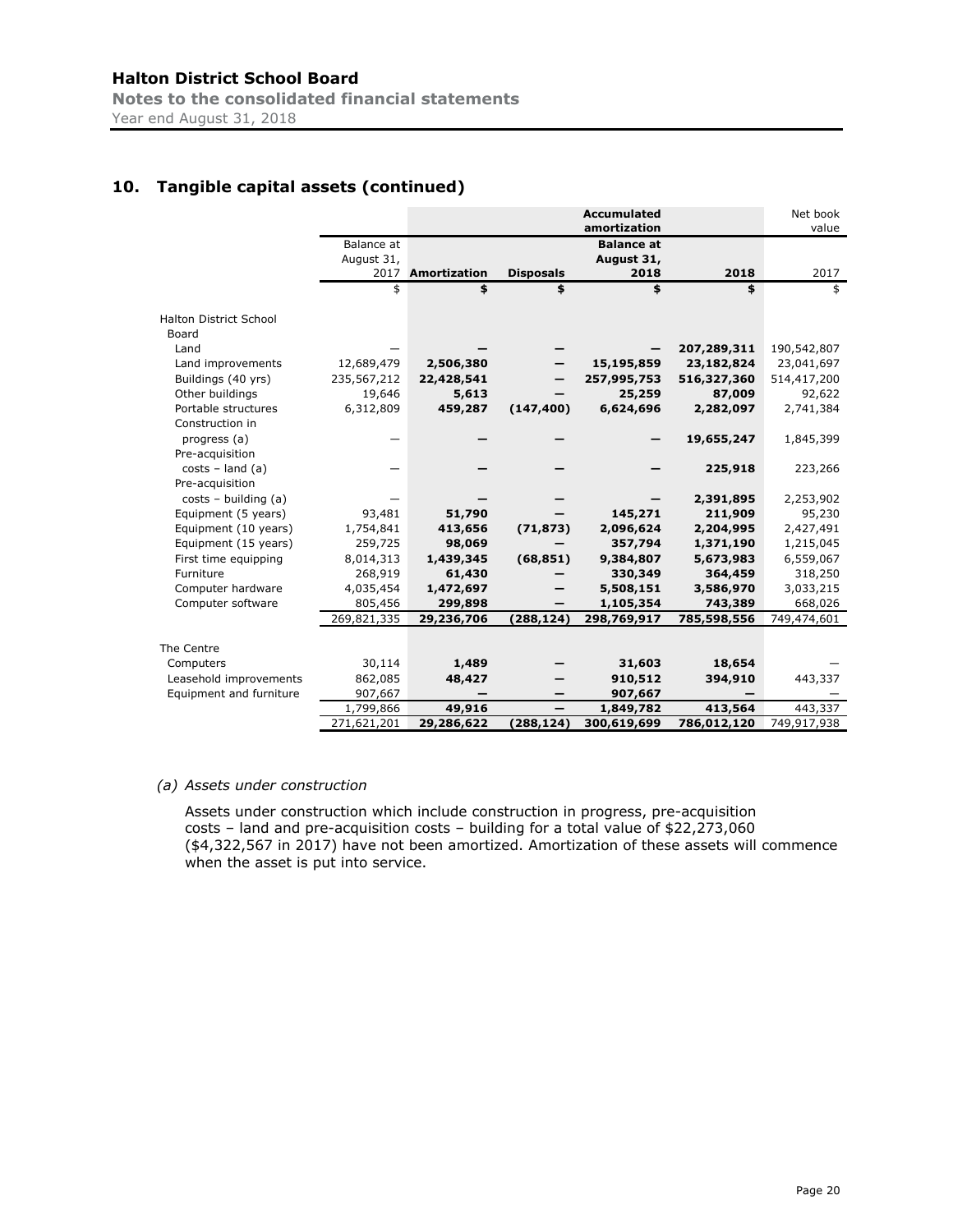## 10. Tangible capital assets (continued)

| | Accumulated amortization | | | | Net book value | |
|---|---|---|---|---|---|---|
| | Balance at August 31, 2017 | **Amortization** | **Disposals** | **Balance at August 31, 2018** | **2018** | 2017 |
| | $ | **$** | **$** | **$** | **$** | $ |
| Halton District School Board | | | | | | |
| Land | — | **—** | **—** | **—** | **207,289,311** | 190,542,807 |
| Land improvements | 12,689,479 | **2,506,380** | **—** | **15,195,859** | **23,182,824** | 23,041,697 |
| Buildings (40 yrs) | 235,567,212 | **22,428,541** | **—** | **257,995,753** | **516,327,360** | 514,417,200 |
| Other buildings | 19,646 | **5,613** | **—** | **25,259** | **87,009** | 92,622 |
| Portable structures | 6,312,809 | **459,287** | **(147,400)** | **6,624,696** | **2,282,097** | 2,741,384 |
| Construction in progress (a) | — | **—** | **—** | **—** | **19,655,247** | 1,845,399 |
| Pre-acquisition costs – land (a) | — | **—** | **—** | **—** | **225,918** | 223,266 |
| Pre-acquisition costs – building (a) | — | **—** | **—** | **—** | **2,391,895** | 2,253,902 |
| Equipment (5 years) | 93,481 | **51,790** | **—** | **145,271** | **211,909** | 95,230 |
| Equipment (10 years) | 1,754,841 | **413,656** | **(71,873)** | **2,096,624** | **2,204,995** | 2,427,491 |
| Equipment (15 years) | 259,725 | **98,069** | **—** | **357,794** | **1,371,190** | 1,215,045 |
| First time equipping | 8,014,313 | **1,439,345** | **(68,851)** | **9,384,807** | **5,673,983** | 6,559,067 |
| Furniture | 268,919 | **61,430** | **—** | **330,349** | **364,459** | 318,250 |
| Computer hardware | 4,035,454 | **1,472,697** | **—** | **5,508,151** | **3,586,970** | 3,033,215 |
| Computer software | 805,456 | **299,898** | **—** | **1,105,354** | **743,389** | 668,026 |
| | 269,821,335 | **29,236,706** | **(288,124)** | **298,769,917** | **785,598,556** | 749,474,601 |
| The Centre | | | | | | |
| Computers | 30,114 | **1,489** | **—** | **31,603** | **18,654** | — |
| Leasehold improvements | 862,085 | **48,427** | **—** | **910,512** | **394,910** | 443,337 |
| Equipment and furniture | 907,667 | **—** | **—** | **907,667** | **—** | — |
| | 1,799,866 | **49,916** | **—** | **1,849,782** | **413,564** | 443,337 |
| | 271,621,201 | **29,286,622** | **(288,124)** | **300,619,699** | **786,012,120** | 749,917,938 |

*(a) Assets under construction*

Assets under construction which include construction in progress, pre-acquisition costs – land and pre-acquisition costs – building for a total value of $22,273,060 ($4,322,567 in 2017) have not been amortized. Amortization of these assets will commence when the asset is put into service.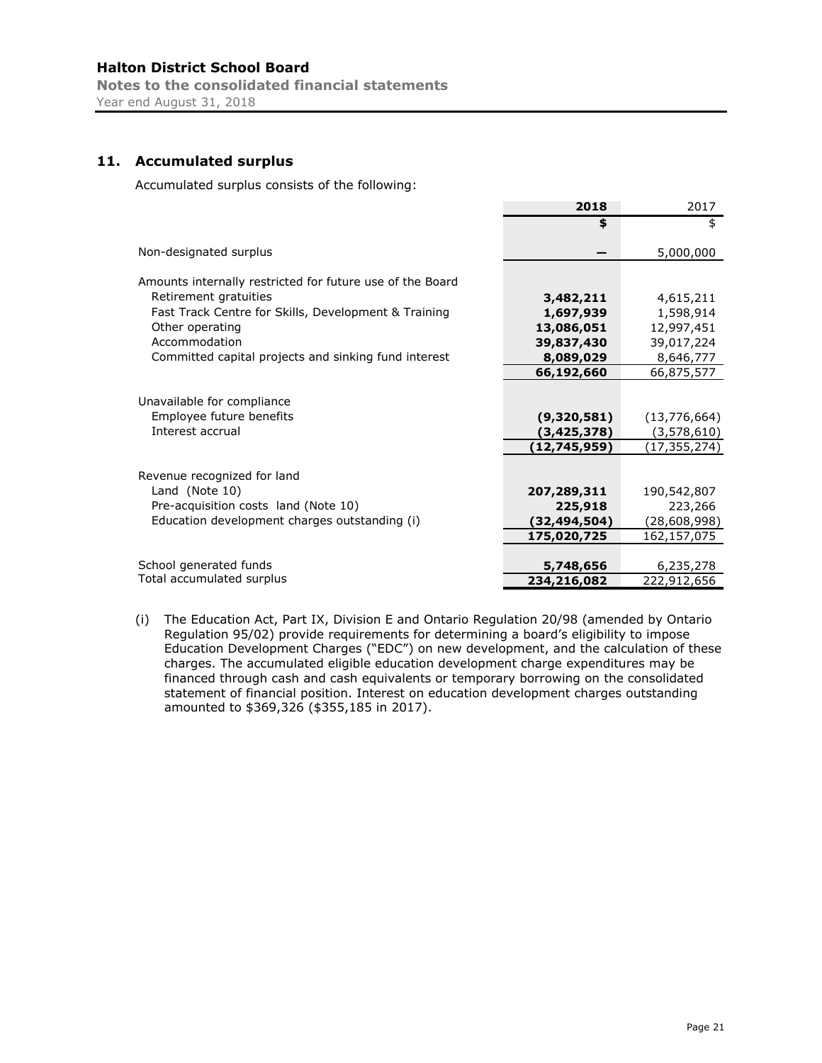## 11. Accumulated surplus

Accumulated surplus consists of the following:

| | 2018 | 2017 |
|---|---|---|
| | **$** | $ |
| Non-designated surplus | **—** | 5,000,000 |
| Amounts internally restricted for future use of the Board | | |
| Retirement gratuities | **3,482,211** | 4,615,211 |
| Fast Track Centre for Skills, Development & Training | **1,697,939** | 1,598,914 |
| Other operating | **13,086,051** | 12,997,451 |
| Accommodation | **39,837,430** | 39,017,224 |
| Committed capital projects and sinking fund interest | **8,089,029** | 8,646,777 |
| | **66,192,660** | 66,875,577 |
| Unavailable for compliance | | |
| Employee future benefits | **(9,320,581)** | (13,776,664) |
| Interest accrual | **(3,425,378)** | (3,578,610) |
| | **(12,745,959)** | (17,355,274) |
| Revenue recognized for land | | |
| Land (Note 10) | **207,289,311** | 190,542,807 |
| Pre-acquisition costs land (Note 10) | **225,918** | 223,266 |
| Education development charges outstanding (i) | **(32,494,504)** | (28,608,998) |
| | **175,020,725** | 162,157,075 |
| School generated funds | **5,748,656** | 6,235,278 |
| Total accumulated surplus | **234,216,082** | 222,912,656 |

(i) The Education Act, Part IX, Division E and Ontario Regulation 20/98 (amended by Ontario Regulation 95/02) provide requirements for determining a board's eligibility to impose Education Development Charges ("EDC") on new development, and the calculation of these charges. The accumulated eligible education development charge expenditures may be financed through cash and cash equivalents or temporary borrowing on the consolidated statement of financial position. Interest on education development charges outstanding amounted to $369,326 ($355,185 in 2017).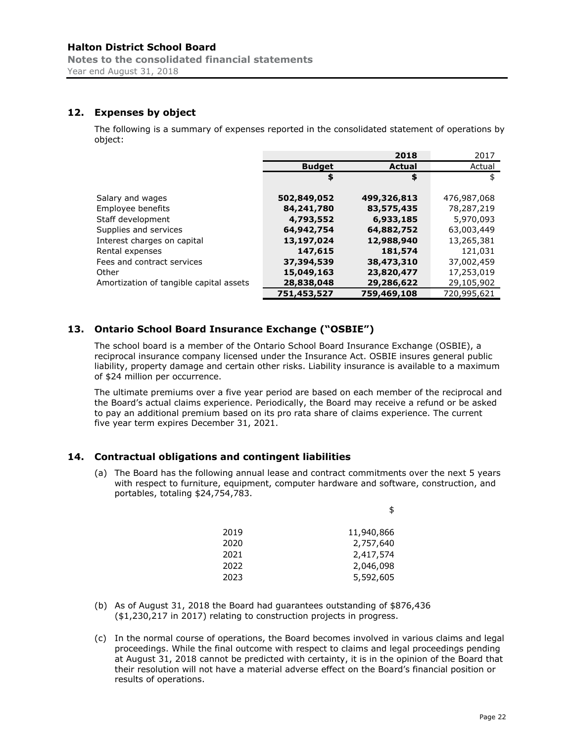## 12. Expenses by object

The following is a summary of expenses reported in the consolidated statement of operations by object:

| | **2018** | | 2017 |
|---|---|---|---|
| | **Budget** | **Actual** | Actual |
| | **$** | **$** | $ |
| Salary and wages | **502,849,052** | **499,326,813** | 476,987,068 |
| Employee benefits | **84,241,780** | **83,575,435** | 78,287,219 |
| Staff development | **4,793,552** | **6,933,185** | 5,970,093 |
| Supplies and services | **64,942,754** | **64,882,752** | 63,003,449 |
| Interest charges on capital | **13,197,024** | **12,988,940** | 13,265,381 |
| Rental expenses | **147,615** | **181,574** | 121,031 |
| Fees and contract services | **37,394,539** | **38,473,310** | 37,002,459 |
| Other | **15,049,163** | **23,820,477** | 17,253,019 |
| Amortization of tangible capital assets | **28,838,048** | **29,286,622** | 29,105,902 |
| | **751,453,527** | **759,469,108** | 720,995,621 |

## 13. Ontario School Board Insurance Exchange ("OSBIE")

The school board is a member of the Ontario School Board Insurance Exchange (OSBIE), a reciprocal insurance company licensed under the Insurance Act. OSBIE insures general public liability, property damage and certain other risks. Liability insurance is available to a maximum of $24 million per occurrence.

The ultimate premiums over a five year period are based on each member of the reciprocal and the Board's actual claims experience. Periodically, the Board may receive a refund or be asked to pay an additional premium based on its pro rata share of claims experience. The current five year term expires December 31, 2021.

## 14. Contractual obligations and contingent liabilities

(a) The Board has the following annual lease and contract commitments over the next 5 years with respect to furniture, equipment, computer hardware and software, construction, and portables, totaling $24,754,783.

| | $ |
|---|---|
| 2019 | 11,940,866 |
| 2020 | 2,757,640 |
| 2021 | 2,417,574 |
| 2022 | 2,046,098 |
| 2023 | 5,592,605 |

(b) As of August 31, 2018 the Board had guarantees outstanding of $876,436 ($1,230,217 in 2017) relating to construction projects in progress.

(c) In the normal course of operations, the Board becomes involved in various claims and legal proceedings. While the final outcome with respect to claims and legal proceedings pending at August 31, 2018 cannot be predicted with certainty, it is in the opinion of the Board that their resolution will not have a material adverse effect on the Board's financial position or results of operations.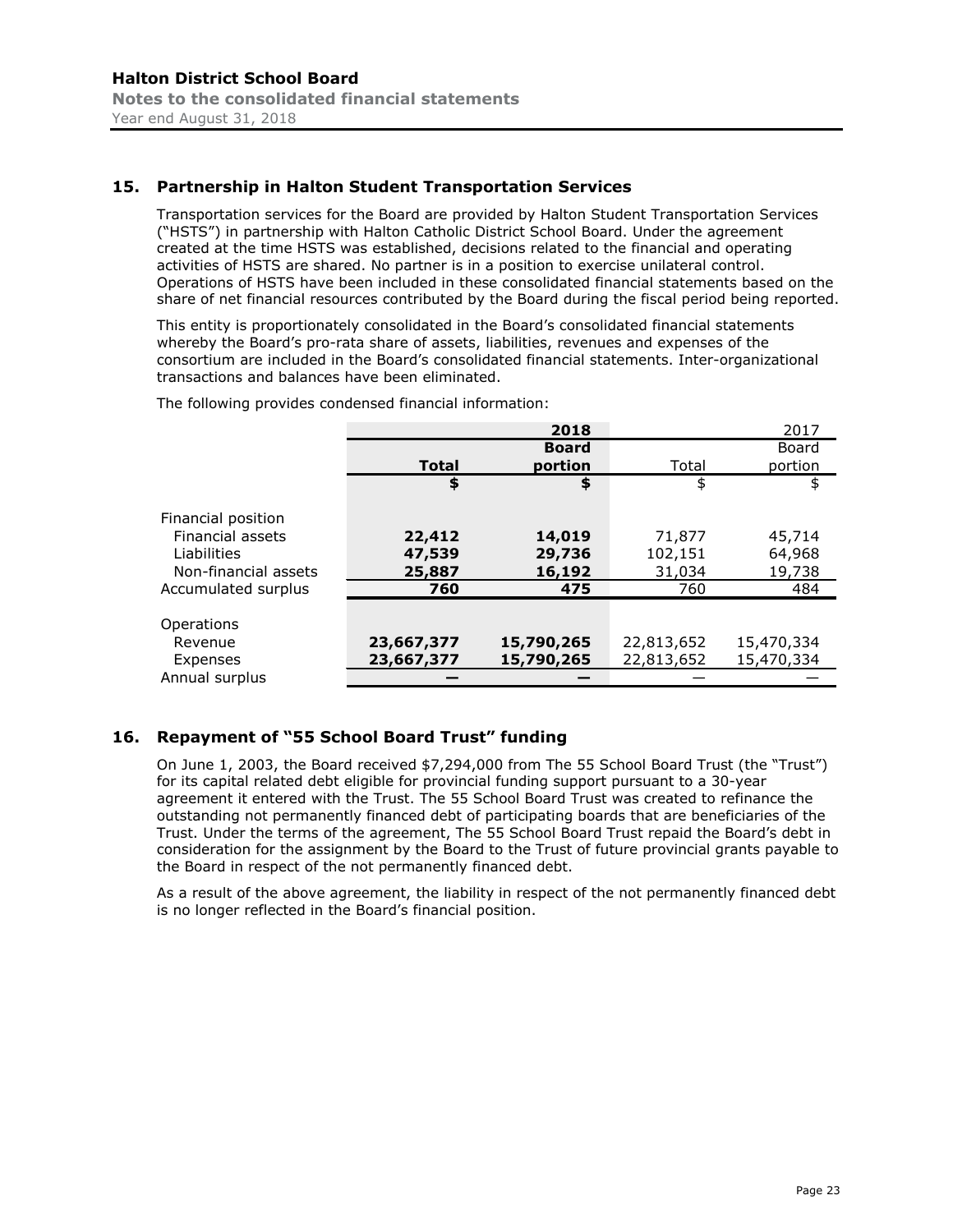## 15. Partnership in Halton Student Transportation Services

Transportation services for the Board are provided by Halton Student Transportation Services ("HSTS") in partnership with Halton Catholic District School Board. Under the agreement created at the time HSTS was established, decisions related to the financial and operating activities of HSTS are shared. No partner is in a position to exercise unilateral control. Operations of HSTS have been included in these consolidated financial statements based on the share of net financial resources contributed by the Board during the fiscal period being reported.

This entity is proportionately consolidated in the Board's consolidated financial statements whereby the Board's pro-rata share of assets, liabilities, revenues and expenses of the consortium are included in the Board's consolidated financial statements. Inter-organizational transactions and balances have been eliminated.

The following provides condensed financial information:

| | **2018** | | 2017 | |
|---|---|---|---|---|
| | **Total** | **Board portion** | Total | Board portion |
| | **$** | **$** | $ | $ |
| Financial position | | | | |
| Financial assets | **22,412** | **14,019** | 71,877 | 45,714 |
| Liabilities | **47,539** | **29,736** | 102,151 | 64,968 |
| Non-financial assets | **25,887** | **16,192** | 31,034 | 19,738 |
| Accumulated surplus | **760** | **475** | 760 | 484 |
| Operations | | | | |
| Revenue | **23,667,377** | **15,790,265** | 22,813,652 | 15,470,334 |
| Expenses | **23,667,377** | **15,790,265** | 22,813,652 | 15,470,334 |
| Annual surplus | **—** | **—** | — | — |

## 16. Repayment of "55 School Board Trust" funding

On June 1, 2003, the Board received $7,294,000 from The 55 School Board Trust (the "Trust") for its capital related debt eligible for provincial funding support pursuant to a 30-year agreement it entered with the Trust. The 55 School Board Trust was created to refinance the outstanding not permanently financed debt of participating boards that are beneficiaries of the Trust. Under the terms of the agreement, The 55 School Board Trust repaid the Board's debt in consideration for the assignment by the Board to the Trust of future provincial grants payable to the Board in respect of the not permanently financed debt.

As a result of the above agreement, the liability in respect of the not permanently financed debt is no longer reflected in the Board's financial position.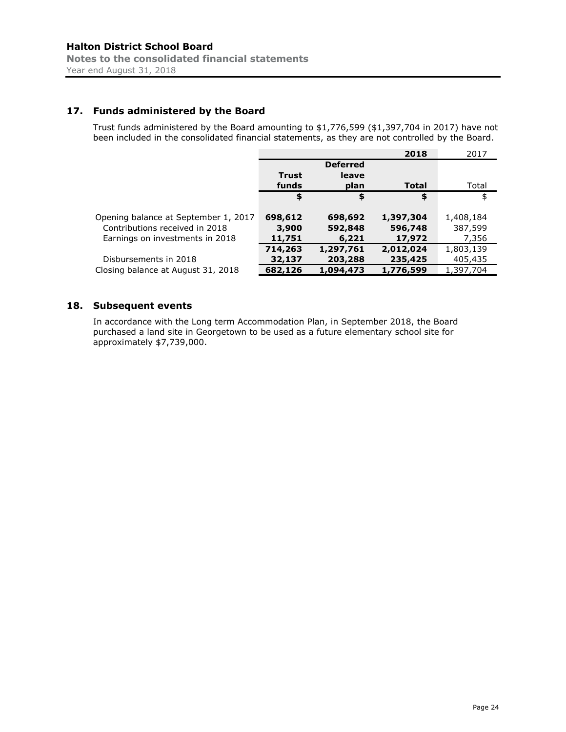## 17. Funds administered by the Board

Trust funds administered by the Board amounting to $1,776,599 ($1,397,704 in 2017) have not been included in the consolidated financial statements, as they are not controlled by the Board.

| | | | 2018 | 2017 |
|---|---|---|---|---|
| | **Trust funds** | **Deferred leave plan** | **Total** | Total |
| | **$** | **$** | **$** | $ |
| Opening balance at September 1, 2017 | **698,612** | **698,692** | **1,397,304** | 1,408,184 |
| Contributions received in 2018 | **3,900** | **592,848** | **596,748** | 387,599 |
| Earnings on investments in 2018 | **11,751** | **6,221** | **17,972** | 7,356 |
| | **714,263** | **1,297,761** | **2,012,024** | 1,803,139 |
| Disbursements in 2018 | **32,137** | **203,288** | **235,425** | 405,435 |
| Closing balance at August 31, 2018 | **682,126** | **1,094,473** | **1,776,599** | 1,397,704 |

## 18. Subsequent events

In accordance with the Long term Accommodation Plan, in September 2018, the Board purchased a land site in Georgetown to be used as a future elementary school site for approximately $7,739,000.